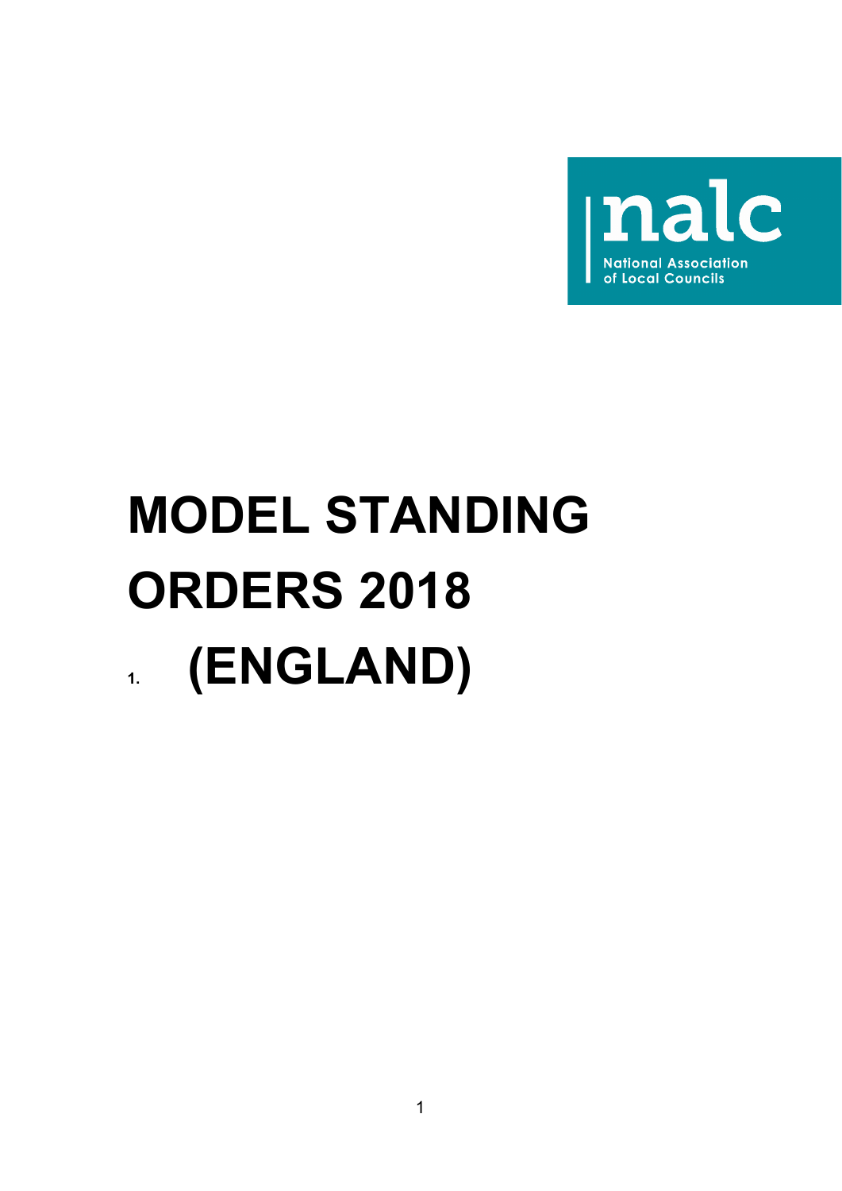nalc

National Association of Local Councils

# MODEL STANDING ORDERS 2018

# 1. (ENGLAND)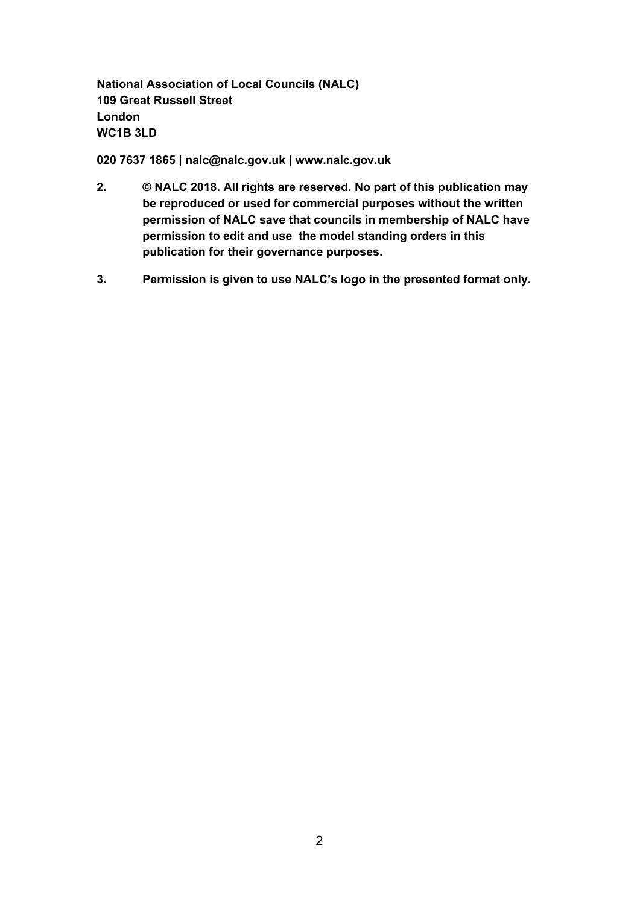**National Association of Local Councils (NALC)**
**109 Great Russell Street**
**London**
**WC1B 3LD**

**020 7637 1865 | nalc@nalc.gov.uk | www.nalc.gov.uk**

2. **© NALC 2018. All rights are reserved. No part of this publication may be reproduced or used for commercial purposes without the written permission of NALC save that councils in membership of NALC have permission to edit and use the model standing orders in this publication for their governance purposes.**

3. **Permission is given to use NALC's logo in the presented format only.**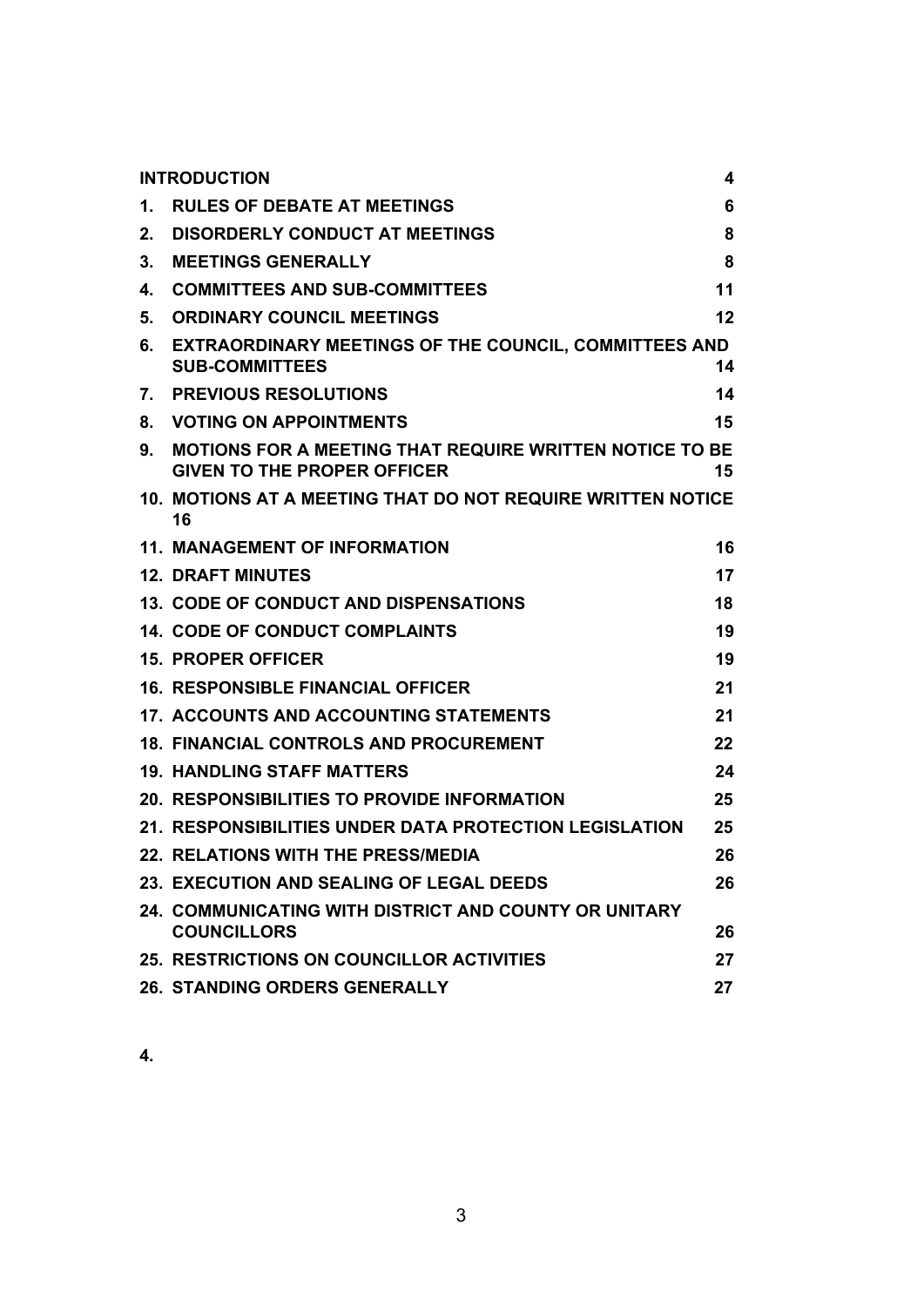| | | |
|---|---|---|
| **INTRODUCTION** | | **4** |
| **1.** | **RULES OF DEBATE AT MEETINGS** | **6** |
| **2.** | **DISORDERLY CONDUCT AT MEETINGS** | **8** |
| **3.** | **MEETINGS GENERALLY** | **8** |
| **4.** | **COMMITTEES AND SUB-COMMITTEES** | **11** |
| **5.** | **ORDINARY COUNCIL MEETINGS** | **12** |
| **6.** | **EXTRAORDINARY MEETINGS OF THE COUNCIL, COMMITTEES AND SUB-COMMITTEES** | **14** |
| **7.** | **PREVIOUS RESOLUTIONS** | **14** |
| **8.** | **VOTING ON APPOINTMENTS** | **15** |
| **9.** | **MOTIONS FOR A MEETING THAT REQUIRE WRITTEN NOTICE TO BE GIVEN TO THE PROPER OFFICER** | **15** |
| **10.** | **MOTIONS AT A MEETING THAT DO NOT REQUIRE WRITTEN NOTICE** | **16** |
| **11.** | **MANAGEMENT OF INFORMATION** | **16** |
| **12.** | **DRAFT MINUTES** | **17** |
| **13.** | **CODE OF CONDUCT AND DISPENSATIONS** | **18** |
| **14.** | **CODE OF CONDUCT COMPLAINTS** | **19** |
| **15.** | **PROPER OFFICER** | **19** |
| **16.** | **RESPONSIBLE FINANCIAL OFFICER** | **21** |
| **17.** | **ACCOUNTS AND ACCOUNTING STATEMENTS** | **21** |
| **18.** | **FINANCIAL CONTROLS AND PROCUREMENT** | **22** |
| **19.** | **HANDLING STAFF MATTERS** | **24** |
| **20.** | **RESPONSIBILITIES TO PROVIDE INFORMATION** | **25** |
| **21.** | **RESPONSIBILITIES UNDER DATA PROTECTION LEGISLATION** | **25** |
| **22.** | **RELATIONS WITH THE PRESS/MEDIA** | **26** |
| **23.** | **EXECUTION AND SEALING OF LEGAL DEEDS** | **26** |
| **24.** | **COMMUNICATING WITH DISTRICT AND COUNTY OR UNITARY COUNCILLORS** | **26** |
| **25.** | **RESTRICTIONS ON COUNCILLOR ACTIVITIES** | **27** |
| **26.** | **STANDING ORDERS GENERALLY** | **27** |

**4.**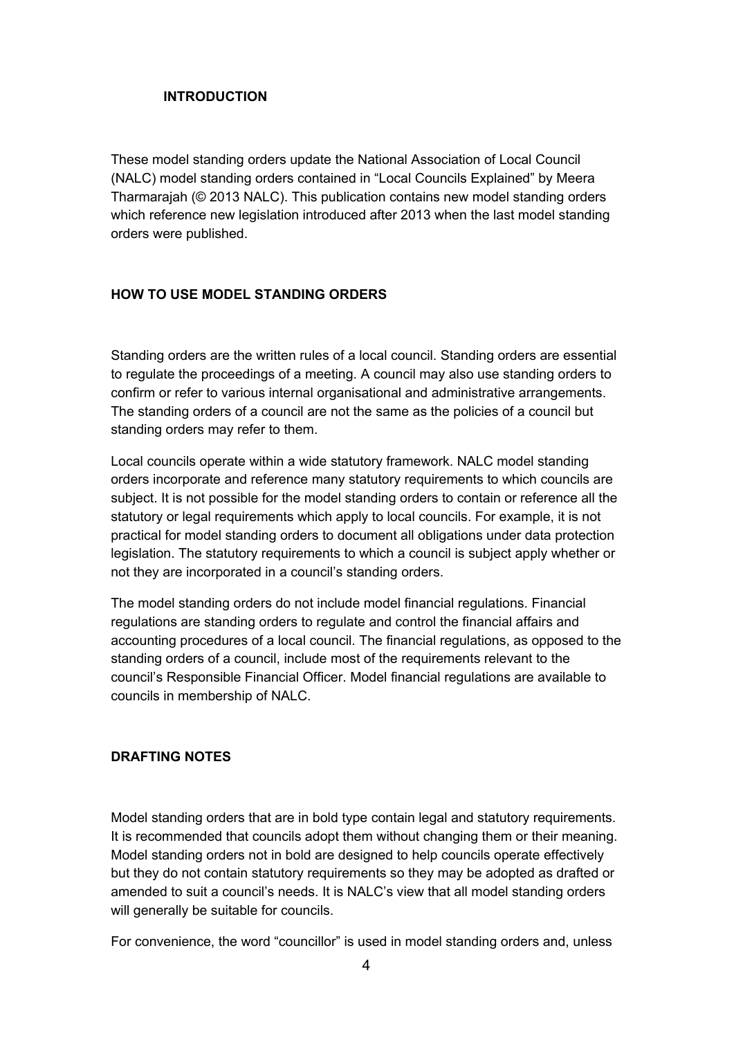## INTRODUCTION

These model standing orders update the National Association of Local Council (NALC) model standing orders contained in "Local Councils Explained" by Meera Tharmarajah (© 2013 NALC). This publication contains new model standing orders which reference new legislation introduced after 2013 when the last model standing orders were published.

## HOW TO USE MODEL STANDING ORDERS

Standing orders are the written rules of a local council. Standing orders are essential to regulate the proceedings of a meeting. A council may also use standing orders to confirm or refer to various internal organisational and administrative arrangements. The standing orders of a council are not the same as the policies of a council but standing orders may refer to them.

Local councils operate within a wide statutory framework. NALC model standing orders incorporate and reference many statutory requirements to which councils are subject. It is not possible for the model standing orders to contain or reference all the statutory or legal requirements which apply to local councils. For example, it is not practical for model standing orders to document all obligations under data protection legislation. The statutory requirements to which a council is subject apply whether or not they are incorporated in a council's standing orders.

The model standing orders do not include model financial regulations. Financial regulations are standing orders to regulate and control the financial affairs and accounting procedures of a local council. The financial regulations, as opposed to the standing orders of a council, include most of the requirements relevant to the council's Responsible Financial Officer. Model financial regulations are available to councils in membership of NALC.

## DRAFTING NOTES

Model standing orders that are in bold type contain legal and statutory requirements. It is recommended that councils adopt them without changing them or their meaning. Model standing orders not in bold are designed to help councils operate effectively but they do not contain statutory requirements so they may be adopted as drafted or amended to suit a council's needs. It is NALC's view that all model standing orders will generally be suitable for councils.

For convenience, the word "councillor" is used in model standing orders and, unless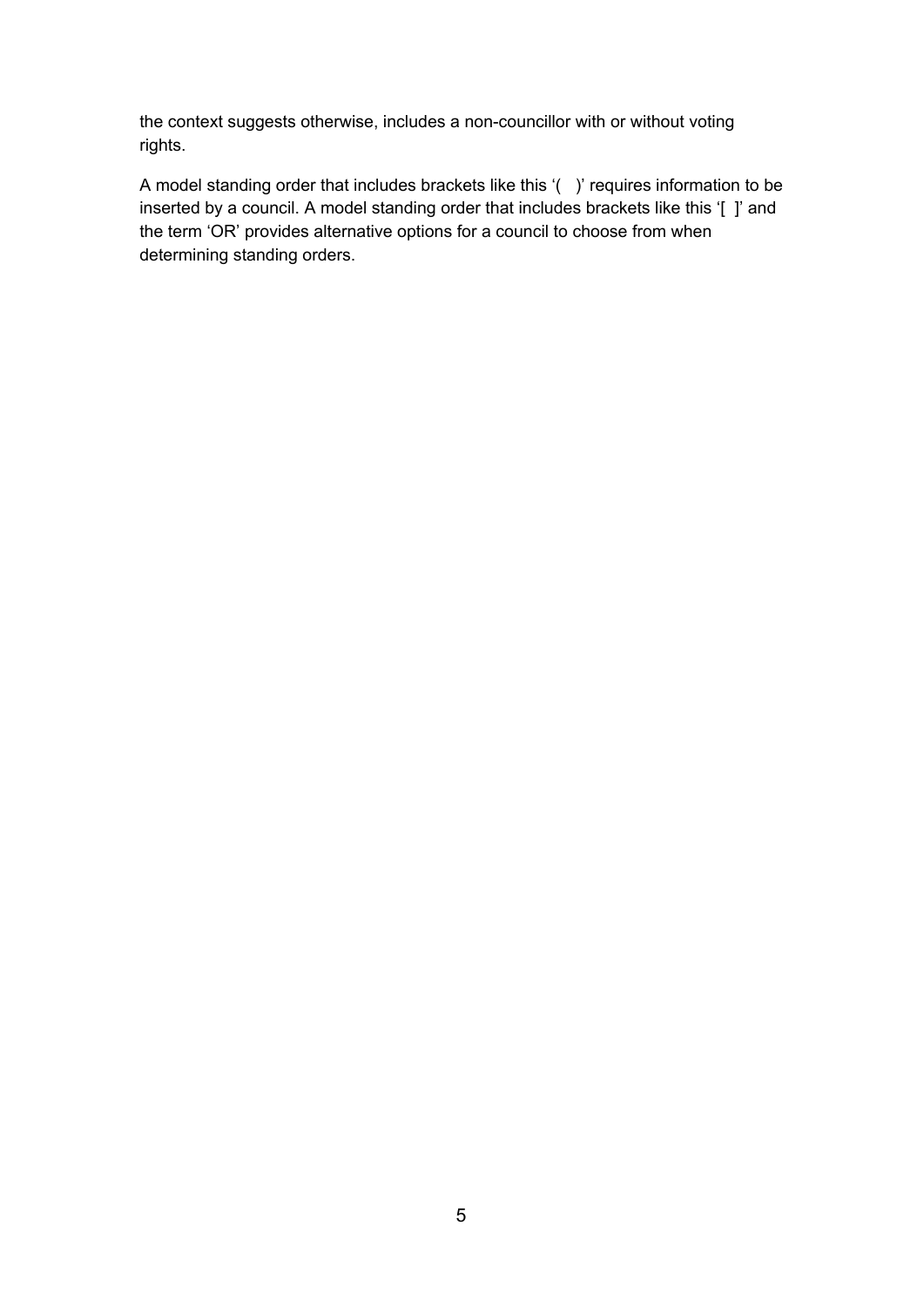the context suggests otherwise, includes a non-councillor with or without voting rights.

A model standing order that includes brackets like this '(   )' requires information to be inserted by a council. A model standing order that includes brackets like this '[  ]' and the term 'OR' provides alternative options for a council to choose from when determining standing orders.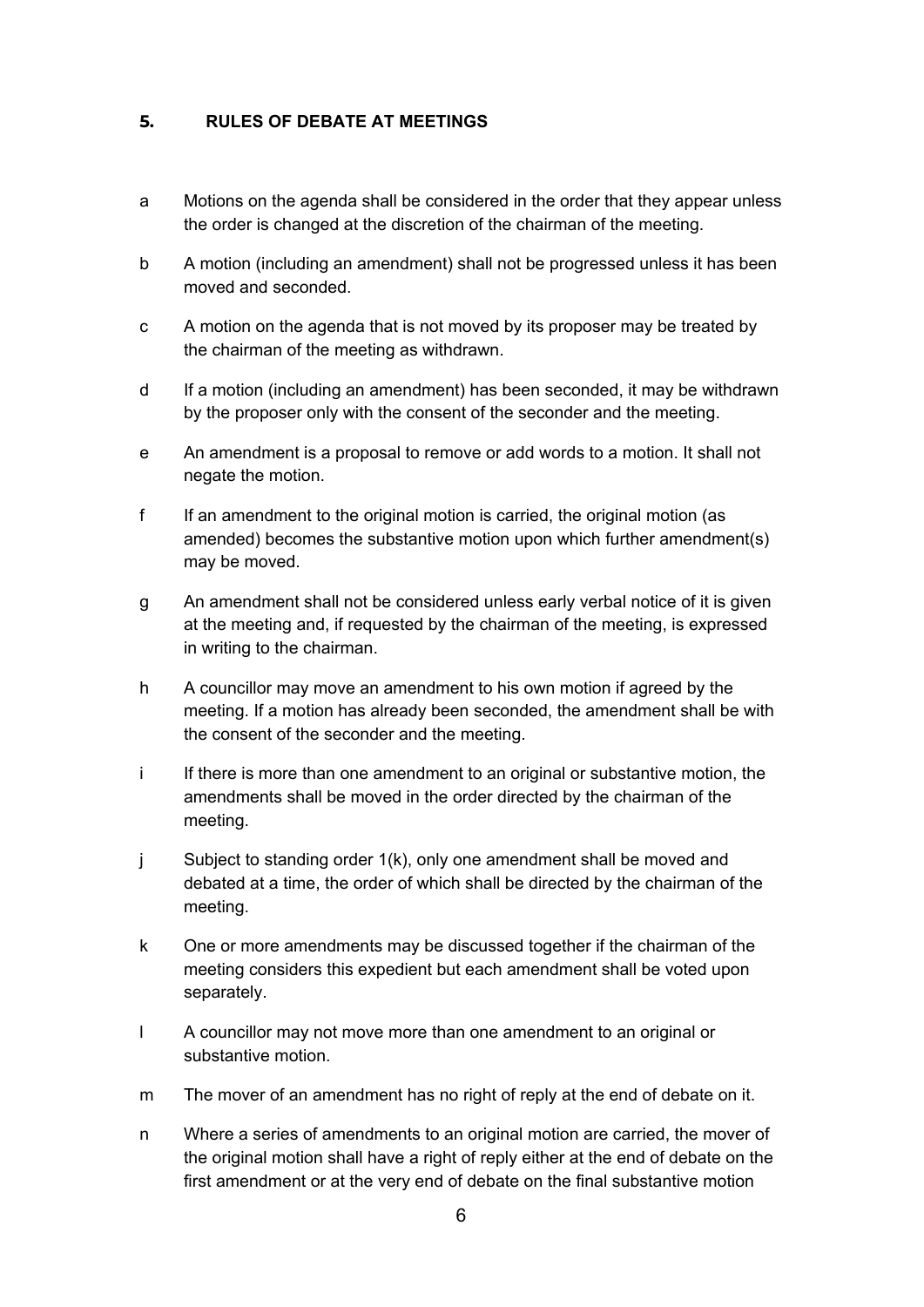## 5. RULES OF DEBATE AT MEETINGS

a Motions on the agenda shall be considered in the order that they appear unless the order is changed at the discretion of the chairman of the meeting.

b A motion (including an amendment) shall not be progressed unless it has been moved and seconded.

c A motion on the agenda that is not moved by its proposer may be treated by the chairman of the meeting as withdrawn.

d If a motion (including an amendment) has been seconded, it may be withdrawn by the proposer only with the consent of the seconder and the meeting.

e An amendment is a proposal to remove or add words to a motion. It shall not negate the motion.

f If an amendment to the original motion is carried, the original motion (as amended) becomes the substantive motion upon which further amendment(s) may be moved.

g An amendment shall not be considered unless early verbal notice of it is given at the meeting and, if requested by the chairman of the meeting, is expressed in writing to the chairman.

h A councillor may move an amendment to his own motion if agreed by the meeting. If a motion has already been seconded, the amendment shall be with the consent of the seconder and the meeting.

i If there is more than one amendment to an original or substantive motion, the amendments shall be moved in the order directed by the chairman of the meeting.

j Subject to standing order 1(k), only one amendment shall be moved and debated at a time, the order of which shall be directed by the chairman of the meeting.

k One or more amendments may be discussed together if the chairman of the meeting considers this expedient but each amendment shall be voted upon separately.

l A councillor may not move more than one amendment to an original or substantive motion.

m The mover of an amendment has no right of reply at the end of debate on it.

n Where a series of amendments to an original motion are carried, the mover of the original motion shall have a right of reply either at the end of debate on the first amendment or at the very end of debate on the final substantive motion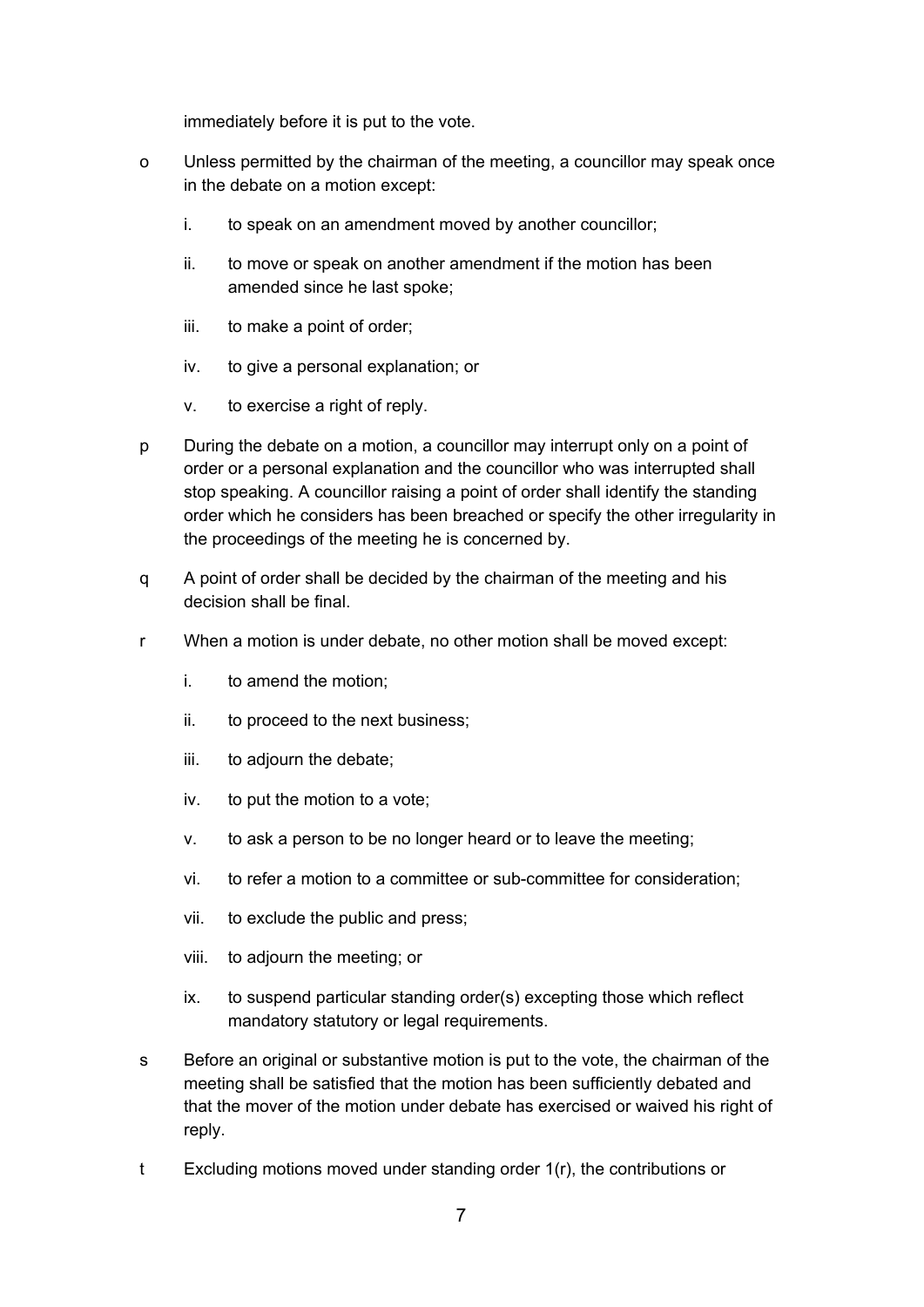immediately before it is put to the vote.

o Unless permitted by the chairman of the meeting, a councillor may speak once in the debate on a motion except:

   i. to speak on an amendment moved by another councillor;

   ii. to move or speak on another amendment if the motion has been amended since he last spoke;

   iii. to make a point of order;

   iv. to give a personal explanation; or

   v. to exercise a right of reply.

p During the debate on a motion, a councillor may interrupt only on a point of order or a personal explanation and the councillor who was interrupted shall stop speaking. A councillor raising a point of order shall identify the standing order which he considers has been breached or specify the other irregularity in the proceedings of the meeting he is concerned by.

q A point of order shall be decided by the chairman of the meeting and his decision shall be final.

r When a motion is under debate, no other motion shall be moved except:

   i. to amend the motion;

   ii. to proceed to the next business;

   iii. to adjourn the debate;

   iv. to put the motion to a vote;

   v. to ask a person to be no longer heard or to leave the meeting;

   vi. to refer a motion to a committee or sub-committee for consideration;

   vii. to exclude the public and press;

   viii. to adjourn the meeting; or

   ix. to suspend particular standing order(s) excepting those which reflect mandatory statutory or legal requirements.

s Before an original or substantive motion is put to the vote, the chairman of the meeting shall be satisfied that the motion has been sufficiently debated and that the mover of the motion under debate has exercised or waived his right of reply.

t Excluding motions moved under standing order 1(r), the contributions or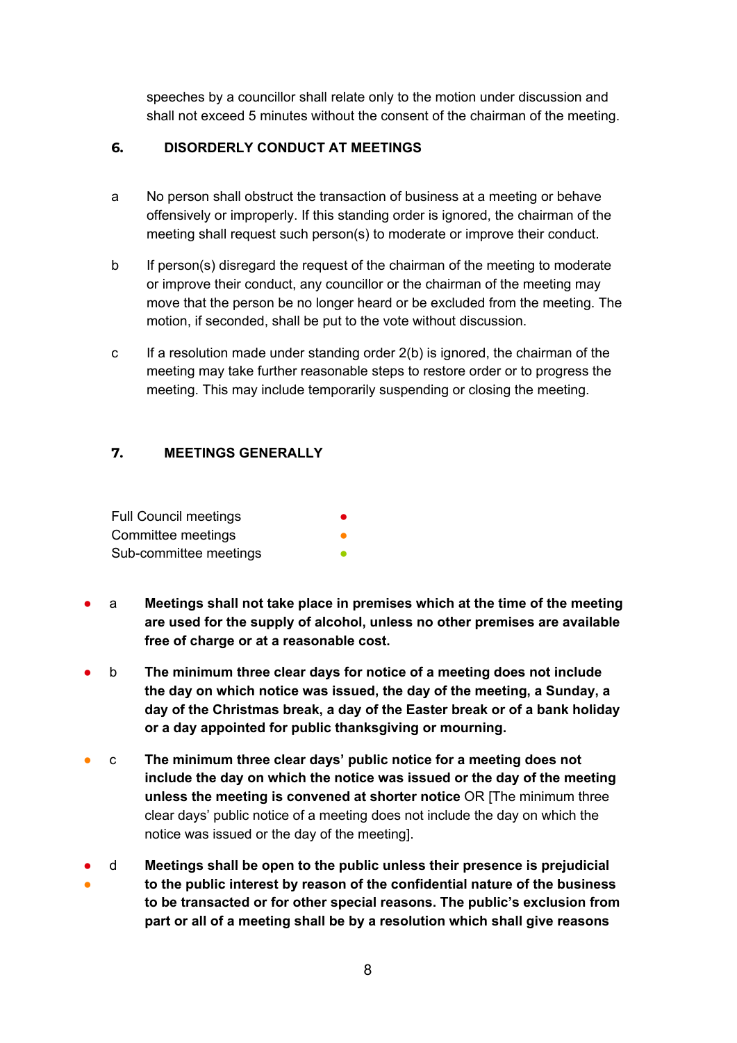speeches by a councillor shall relate only to the motion under discussion and shall not exceed 5 minutes without the consent of the chairman of the meeting.

## 6. DISORDERLY CONDUCT AT MEETINGS

a No person shall obstruct the transaction of business at a meeting or behave offensively or improperly. If this standing order is ignored, the chairman of the meeting shall request such person(s) to moderate or improve their conduct.

b If person(s) disregard the request of the chairman of the meeting to moderate or improve their conduct, any councillor or the chairman of the meeting may move that the person be no longer heard or be excluded from the meeting. The motion, if seconded, shall be put to the vote without discussion.

c If a resolution made under standing order 2(b) is ignored, the chairman of the meeting may take further reasonable steps to restore order or to progress the meeting. This may include temporarily suspending or closing the meeting.

## 7. MEETINGS GENERALLY

| | |
|---|---|
| Full Council meetings | ● (red) |
| Committee meetings | ● (orange) |
| Sub-committee meetings | ● (green) |

● (red) a **Meetings shall not take place in premises which at the time of the meeting are used for the supply of alcohol, unless no other premises are available free of charge or at a reasonable cost.**

● (red) b **The minimum three clear days for notice of a meeting does not include the day on which notice was issued, the day of the meeting, a Sunday, a day of the Christmas break, a day of the Easter break or of a bank holiday or a day appointed for public thanksgiving or mourning.**

● (orange) c **The minimum three clear days' public notice for a meeting does not include the day on which the notice was issued or the day of the meeting unless the meeting is convened at shorter notice** OR [The minimum three clear days' public notice of a meeting does not include the day on which the notice was issued or the day of the meeting].

● (red) ● (orange) d **Meetings shall be open to the public unless their presence is prejudicial to the public interest by reason of the confidential nature of the business to be transacted or for other special reasons. The public's exclusion from part or all of a meeting shall be by a resolution which shall give reasons**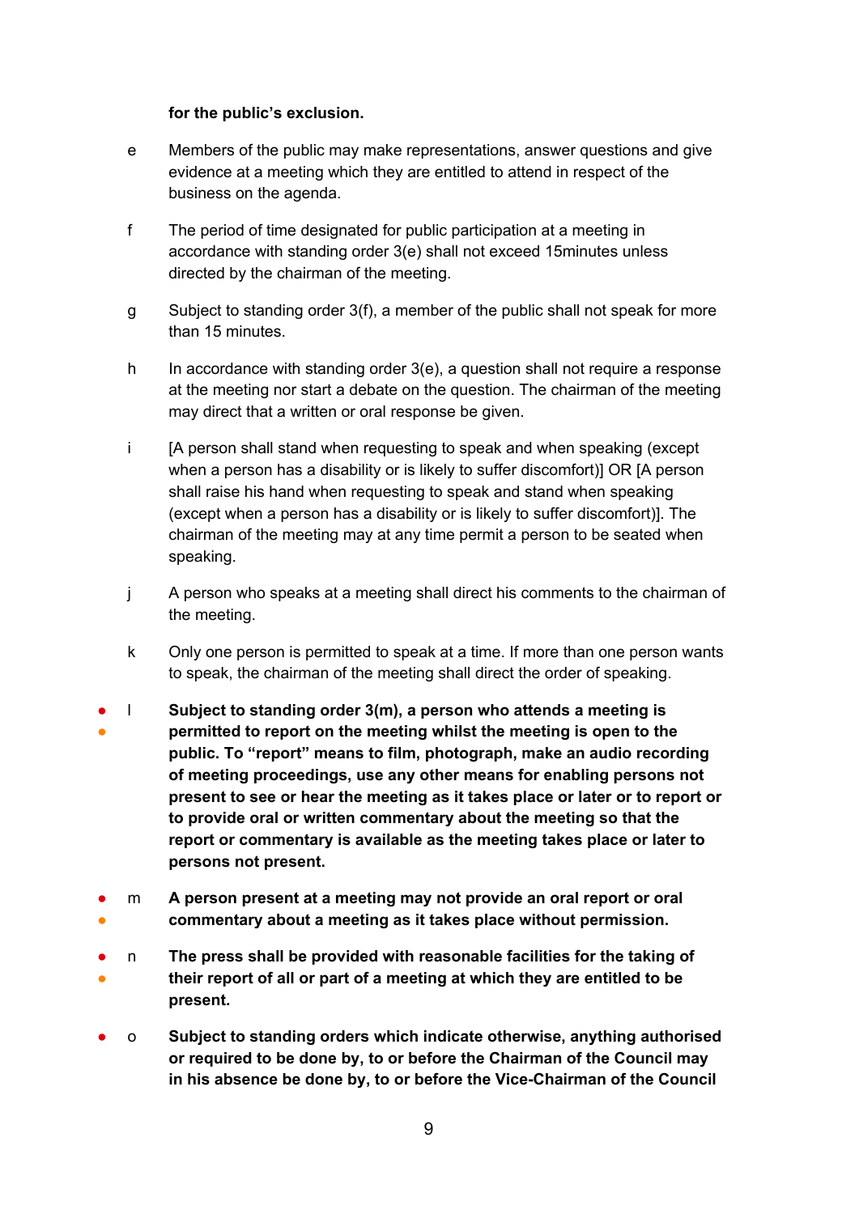**for the public's exclusion.**

e Members of the public may make representations, answer questions and give evidence at a meeting which they are entitled to attend in respect of the business on the agenda.

f The period of time designated for public participation at a meeting in accordance with standing order 3(e) shall not exceed 15minutes unless directed by the chairman of the meeting.

g Subject to standing order 3(f), a member of the public shall not speak for more than 15 minutes.

h In accordance with standing order 3(e), a question shall not require a response at the meeting nor start a debate on the question. The chairman of the meeting may direct that a written or oral response be given.

i [A person shall stand when requesting to speak and when speaking (except when a person has a disability or is likely to suffer discomfort)] OR [A person shall raise his hand when requesting to speak and stand when speaking (except when a person has a disability or is likely to suffer discomfort)]. The chairman of the meeting may at any time permit a person to be seated when speaking.

j A person who speaks at a meeting shall direct his comments to the chairman of the meeting.

k Only one person is permitted to speak at a time. If more than one person wants to speak, the chairman of the meeting shall direct the order of speaking.

● ● l **Subject to standing order 3(m), a person who attends a meeting is permitted to report on the meeting whilst the meeting is open to the public. To "report" means to film, photograph, make an audio recording of meeting proceedings, use any other means for enabling persons not present to see or hear the meeting as it takes place or later or to report or to provide oral or written commentary about the meeting so that the report or commentary is available as the meeting takes place or later to persons not present.**

● ● m **A person present at a meeting may not provide an oral report or oral commentary about a meeting as it takes place without permission.**

● ● n **The press shall be provided with reasonable facilities for the taking of their report of all or part of a meeting at which they are entitled to be present.**

● o **Subject to standing orders which indicate otherwise, anything authorised or required to be done by, to or before the Chairman of the Council may in his absence be done by, to or before the Vice-Chairman of the Council**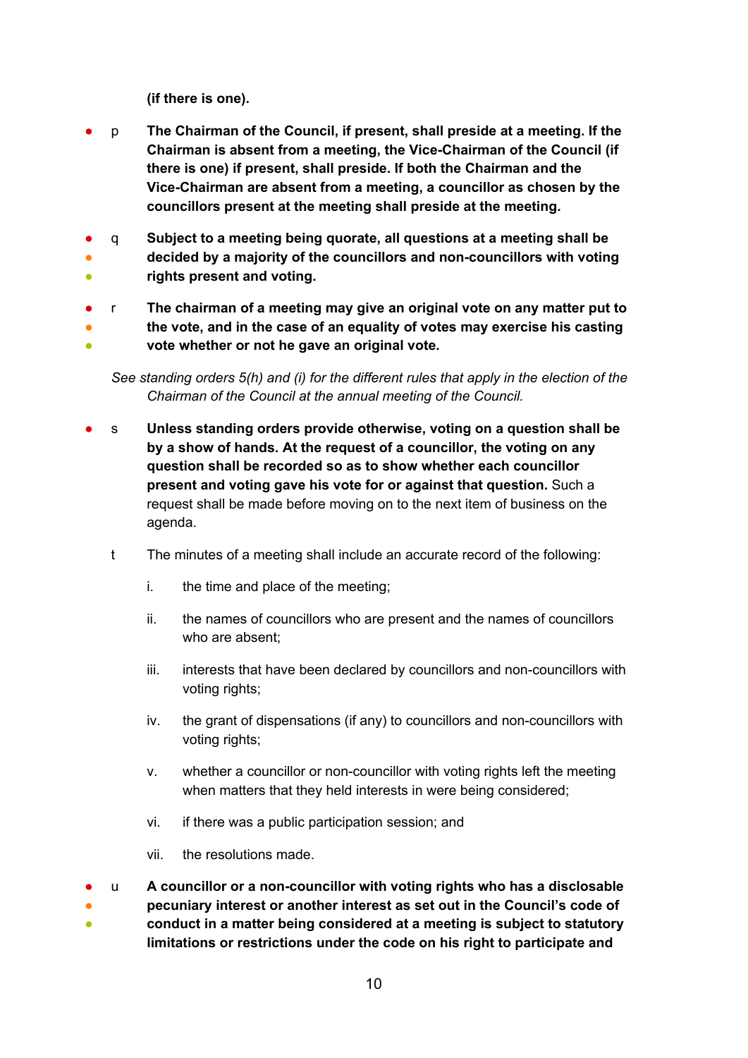**(if there is one).**

● p **The Chairman of the Council, if present, shall preside at a meeting. If the Chairman is absent from a meeting, the Vice-Chairman of the Council (if there is one) if present, shall preside. If both the Chairman and the Vice-Chairman are absent from a meeting, a councillor as chosen by the councillors present at the meeting shall preside at the meeting.**

● ● ● q **Subject to a meeting being quorate, all questions at a meeting shall be decided by a majority of the councillors and non-councillors with voting rights present and voting.**

● ● ● r **The chairman of a meeting may give an original vote on any matter put to the vote, and in the case of an equality of votes may exercise his casting vote whether or not he gave an original vote.**

*See standing orders 5(h) and (i) for the different rules that apply in the election of the Chairman of the Council at the annual meeting of the Council.*

● s **Unless standing orders provide otherwise, voting on a question shall be by a show of hands. At the request of a councillor, the voting on any question shall be recorded so as to show whether each councillor present and voting gave his vote for or against that question.** Such a request shall be made before moving on to the next item of business on the agenda.

t The minutes of a meeting shall include an accurate record of the following:

i. the time and place of the meeting;

ii. the names of councillors who are present and the names of councillors who are absent;

iii. interests that have been declared by councillors and non-councillors with voting rights;

iv. the grant of dispensations (if any) to councillors and non-councillors with voting rights;

v. whether a councillor or non-councillor with voting rights left the meeting when matters that they held interests in were being considered;

vi. if there was a public participation session; and

vii. the resolutions made.

● ● ● u **A councillor or a non-councillor with voting rights who has a disclosable pecuniary interest or another interest as set out in the Council's code of conduct in a matter being considered at a meeting is subject to statutory limitations or restrictions under the code on his right to participate and**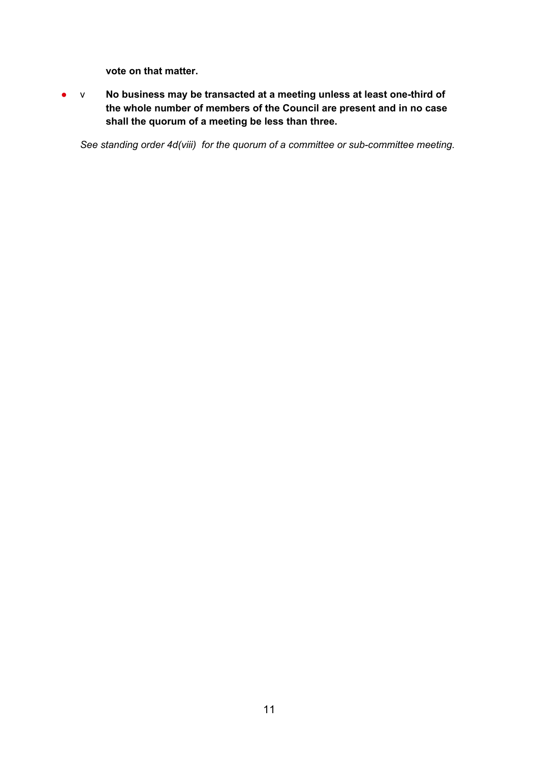**vote on that matter.**

- v **No business may be transacted at a meeting unless at least one-third of the whole number of members of the Council are present and in no case shall the quorum of a meeting be less than three.**

*See standing order 4d(viii) for the quorum of a committee or sub-committee meeting.*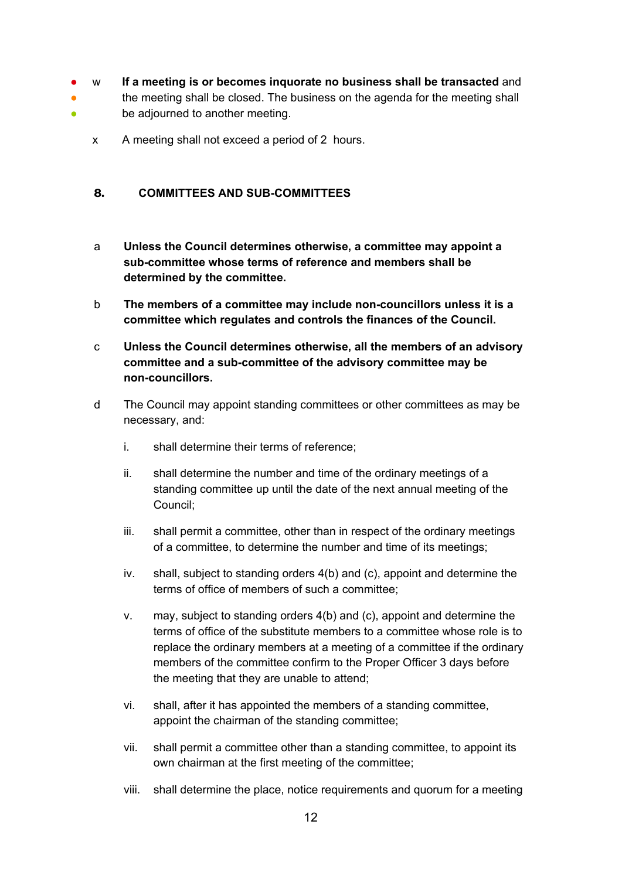w **If a meeting is or becomes inquorate no business shall be transacted** and the meeting shall be closed. The business on the agenda for the meeting shall be adjourned to another meeting.

x A meeting shall not exceed a period of 2 hours.

## 8. COMMITTEES AND SUB-COMMITTEES

a **Unless the Council determines otherwise, a committee may appoint a sub-committee whose terms of reference and members shall be determined by the committee.**

b **The members of a committee may include non-councillors unless it is a committee which regulates and controls the finances of the Council.**

c **Unless the Council determines otherwise, all the members of an advisory committee and a sub-committee of the advisory committee may be non-councillors.**

d The Council may appoint standing committees or other committees as may be necessary, and:

i. shall determine their terms of reference;

ii. shall determine the number and time of the ordinary meetings of a standing committee up until the date of the next annual meeting of the Council;

iii. shall permit a committee, other than in respect of the ordinary meetings of a committee, to determine the number and time of its meetings;

iv. shall, subject to standing orders 4(b) and (c), appoint and determine the terms of office of members of such a committee;

v. may, subject to standing orders 4(b) and (c), appoint and determine the terms of office of the substitute members to a committee whose role is to replace the ordinary members at a meeting of a committee if the ordinary members of the committee confirm to the Proper Officer 3 days before the meeting that they are unable to attend;

vi. shall, after it has appointed the members of a standing committee, appoint the chairman of the standing committee;

vii. shall permit a committee other than a standing committee, to appoint its own chairman at the first meeting of the committee;

viii. shall determine the place, notice requirements and quorum for a meeting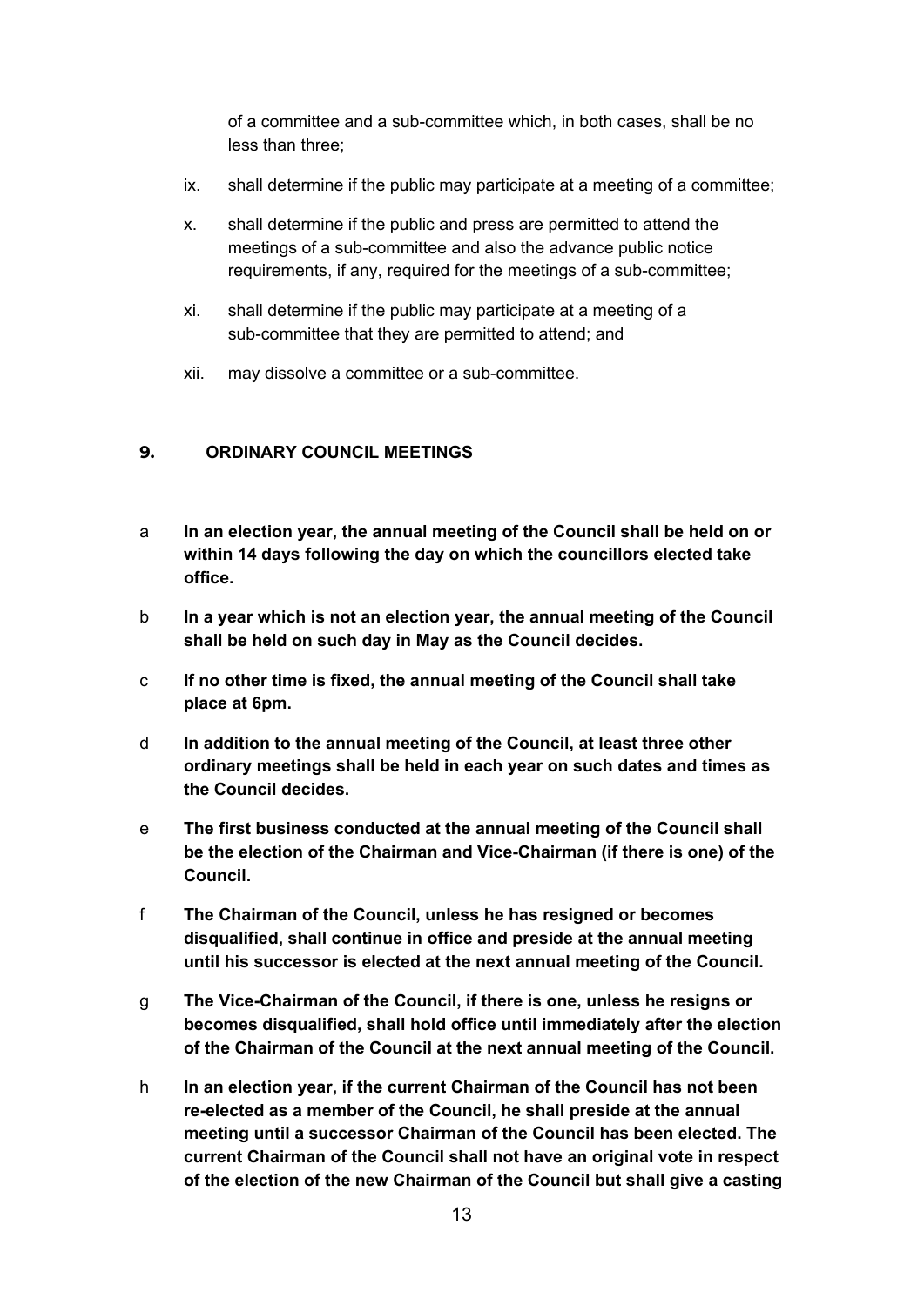of a committee and a sub-committee which, in both cases, shall be no less than three;

ix. shall determine if the public may participate at a meeting of a committee;

x. shall determine if the public and press are permitted to attend the meetings of a sub-committee and also the advance public notice requirements, if any, required for the meetings of a sub-committee;

xi. shall determine if the public may participate at a meeting of a sub-committee that they are permitted to attend; and

xii. may dissolve a committee or a sub-committee.

## 9. ORDINARY COUNCIL MEETINGS

a **In an election year, the annual meeting of the Council shall be held on or within 14 days following the day on which the councillors elected take office.**

b **In a year which is not an election year, the annual meeting of the Council shall be held on such day in May as the Council decides.**

c **If no other time is fixed, the annual meeting of the Council shall take place at 6pm.**

d **In addition to the annual meeting of the Council, at least three other ordinary meetings shall be held in each year on such dates and times as the Council decides.**

e **The first business conducted at the annual meeting of the Council shall be the election of the Chairman and Vice-Chairman (if there is one) of the Council.**

f **The Chairman of the Council, unless he has resigned or becomes disqualified, shall continue in office and preside at the annual meeting until his successor is elected at the next annual meeting of the Council.**

g **The Vice-Chairman of the Council, if there is one, unless he resigns or becomes disqualified, shall hold office until immediately after the election of the Chairman of the Council at the next annual meeting of the Council.**

h **In an election year, if the current Chairman of the Council has not been re-elected as a member of the Council, he shall preside at the annual meeting until a successor Chairman of the Council has been elected. The current Chairman of the Council shall not have an original vote in respect of the election of the new Chairman of the Council but shall give a casting**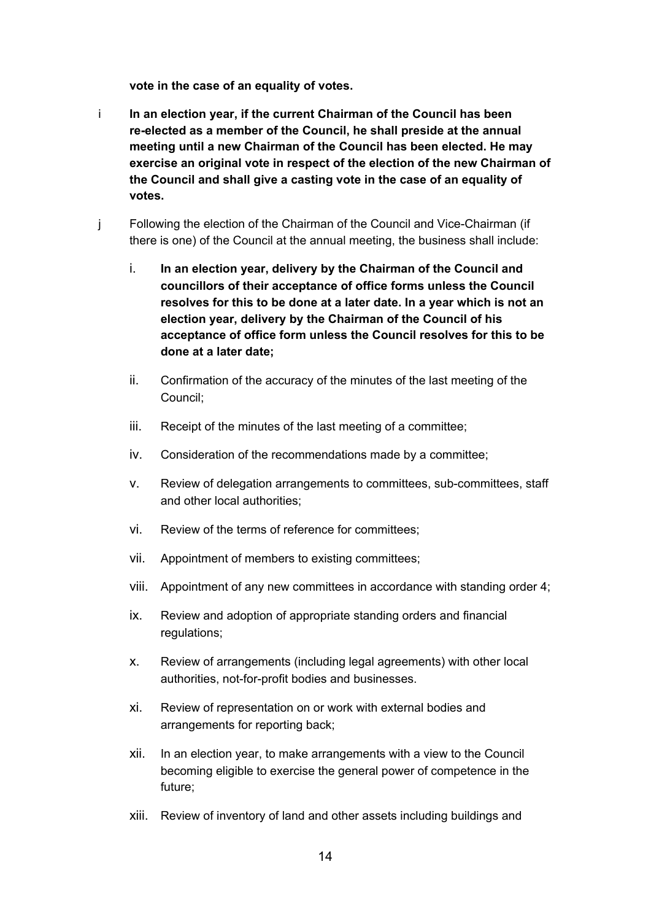**vote in the case of an equality of votes.**

i **In an election year, if the current Chairman of the Council has been re-elected as a member of the Council, he shall preside at the annual meeting until a new Chairman of the Council has been elected. He may exercise an original vote in respect of the election of the new Chairman of the Council and shall give a casting vote in the case of an equality of votes.**

j Following the election of the Chairman of the Council and Vice-Chairman (if there is one) of the Council at the annual meeting, the business shall include:

i. **In an election year, delivery by the Chairman of the Council and councillors of their acceptance of office forms unless the Council resolves for this to be done at a later date. In a year which is not an election year, delivery by the Chairman of the Council of his acceptance of office form unless the Council resolves for this to be done at a later date;**

ii. Confirmation of the accuracy of the minutes of the last meeting of the Council;

iii. Receipt of the minutes of the last meeting of a committee;

iv. Consideration of the recommendations made by a committee;

v. Review of delegation arrangements to committees, sub-committees, staff and other local authorities;

vi. Review of the terms of reference for committees;

vii. Appointment of members to existing committees;

viii. Appointment of any new committees in accordance with standing order 4;

ix. Review and adoption of appropriate standing orders and financial regulations;

x. Review of arrangements (including legal agreements) with other local authorities, not-for-profit bodies and businesses.

xi. Review of representation on or work with external bodies and arrangements for reporting back;

xii. In an election year, to make arrangements with a view to the Council becoming eligible to exercise the general power of competence in the future;

xiii. Review of inventory of land and other assets including buildings and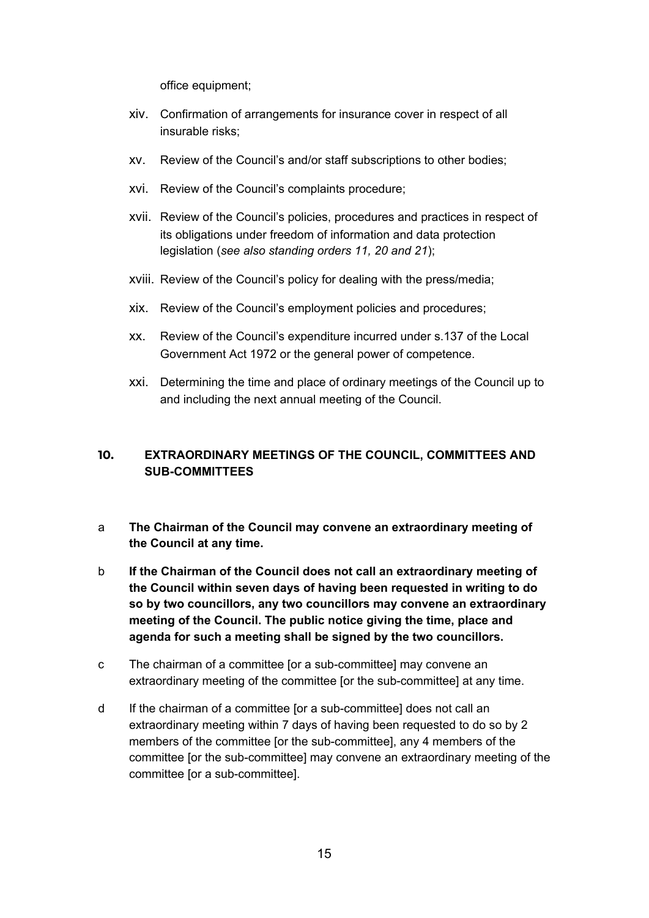office equipment;

xiv. Confirmation of arrangements for insurance cover in respect of all insurable risks;

xv. Review of the Council's and/or staff subscriptions to other bodies;

xvi. Review of the Council's complaints procedure;

xvii. Review of the Council's policies, procedures and practices in respect of its obligations under freedom of information and data protection legislation (*see also standing orders 11, 20 and 21*);

xviii. Review of the Council's policy for dealing with the press/media;

xix. Review of the Council's employment policies and procedures;

xx. Review of the Council's expenditure incurred under s.137 of the Local Government Act 1972 or the general power of competence.

xxi. Determining the time and place of ordinary meetings of the Council up to and including the next annual meeting of the Council.

## 10. EXTRAORDINARY MEETINGS OF THE COUNCIL, COMMITTEES AND SUB-COMMITTEES

a **The Chairman of the Council may convene an extraordinary meeting of the Council at any time.**

b **If the Chairman of the Council does not call an extraordinary meeting of the Council within seven days of having been requested in writing to do so by two councillors, any two councillors may convene an extraordinary meeting of the Council. The public notice giving the time, place and agenda for such a meeting shall be signed by the two councillors.**

c The chairman of a committee [or a sub-committee] may convene an extraordinary meeting of the committee [or the sub-committee] at any time.

d If the chairman of a committee [or a sub-committee] does not call an extraordinary meeting within 7 days of having been requested to do so by 2 members of the committee [or the sub-committee], any 4 members of the committee [or the sub-committee] may convene an extraordinary meeting of the committee [or a sub-committee].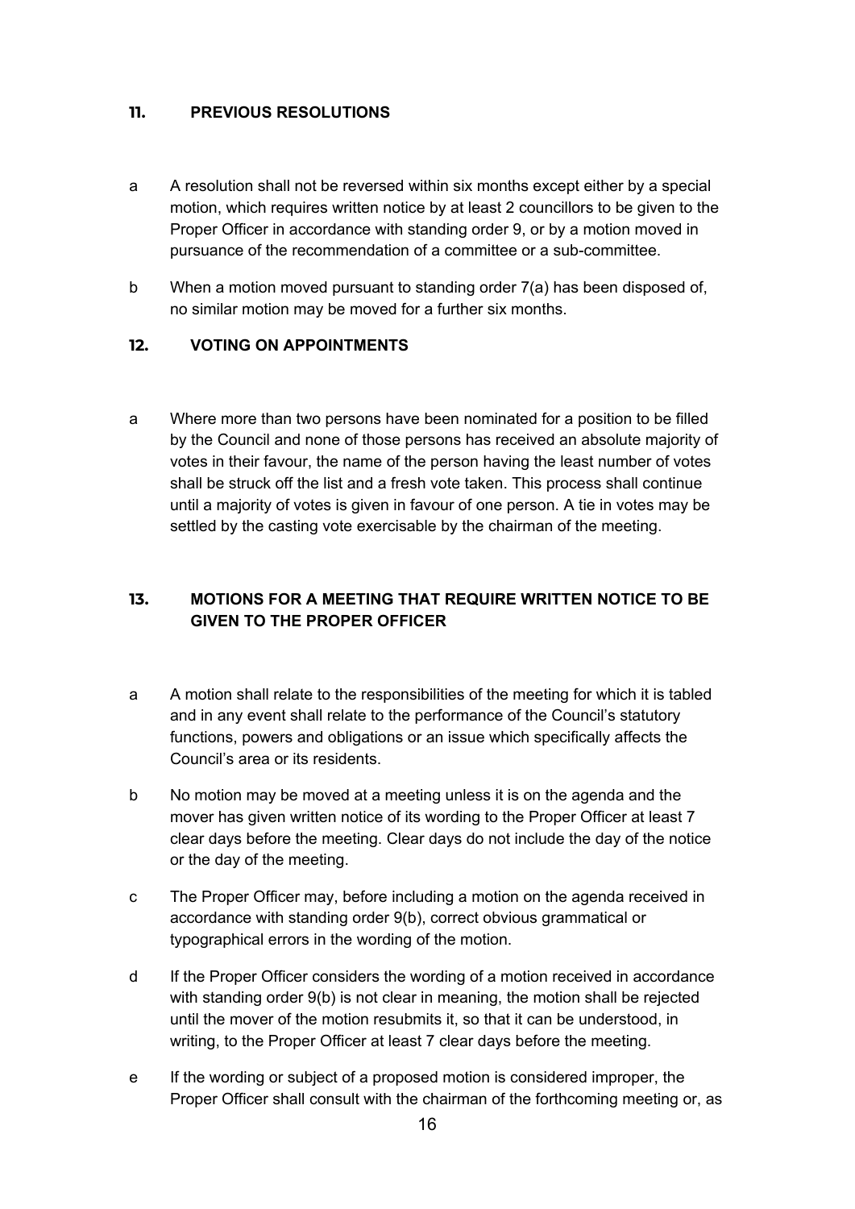## 11. PREVIOUS RESOLUTIONS

a A resolution shall not be reversed within six months except either by a special motion, which requires written notice by at least 2 councillors to be given to the Proper Officer in accordance with standing order 9, or by a motion moved in pursuance of the recommendation of a committee or a sub-committee.

b When a motion moved pursuant to standing order 7(a) has been disposed of, no similar motion may be moved for a further six months.

## 12. VOTING ON APPOINTMENTS

a Where more than two persons have been nominated for a position to be filled by the Council and none of those persons has received an absolute majority of votes in their favour, the name of the person having the least number of votes shall be struck off the list and a fresh vote taken. This process shall continue until a majority of votes is given in favour of one person. A tie in votes may be settled by the casting vote exercisable by the chairman of the meeting.

## 13. MOTIONS FOR A MEETING THAT REQUIRE WRITTEN NOTICE TO BE GIVEN TO THE PROPER OFFICER

a A motion shall relate to the responsibilities of the meeting for which it is tabled and in any event shall relate to the performance of the Council's statutory functions, powers and obligations or an issue which specifically affects the Council's area or its residents.

b No motion may be moved at a meeting unless it is on the agenda and the mover has given written notice of its wording to the Proper Officer at least 7 clear days before the meeting. Clear days do not include the day of the notice or the day of the meeting.

c The Proper Officer may, before including a motion on the agenda received in accordance with standing order 9(b), correct obvious grammatical or typographical errors in the wording of the motion.

d If the Proper Officer considers the wording of a motion received in accordance with standing order 9(b) is not clear in meaning, the motion shall be rejected until the mover of the motion resubmits it, so that it can be understood, in writing, to the Proper Officer at least 7 clear days before the meeting.

e If the wording or subject of a proposed motion is considered improper, the Proper Officer shall consult with the chairman of the forthcoming meeting or, as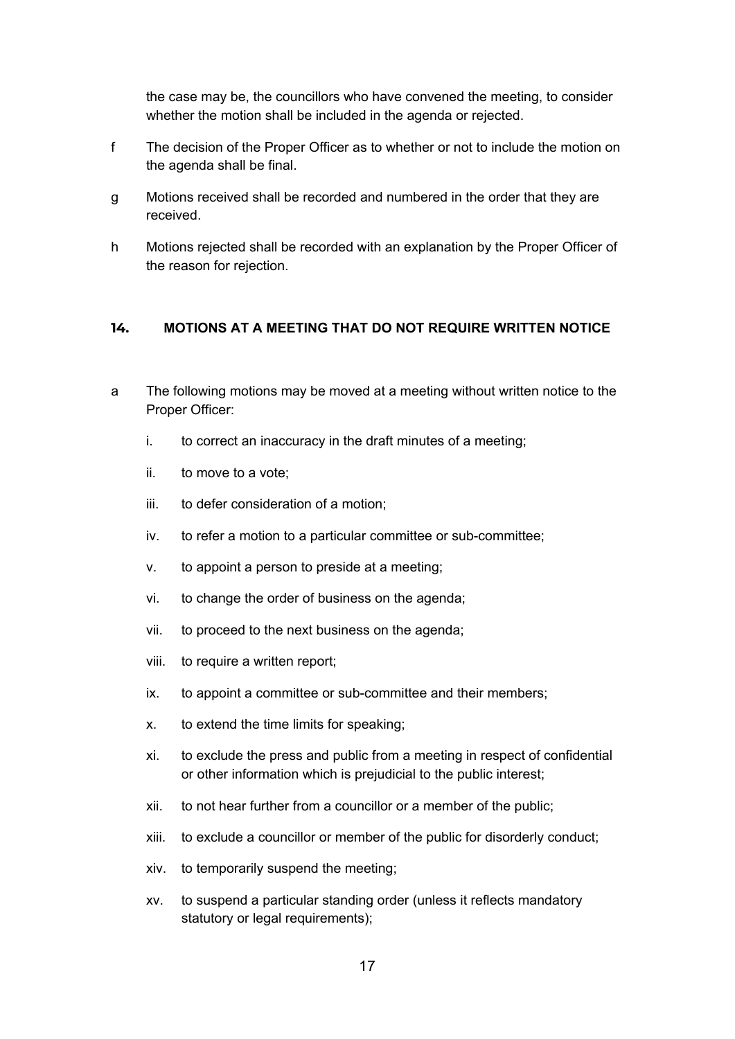the case may be, the councillors who have convened the meeting, to consider whether the motion shall be included in the agenda or rejected.

f The decision of the Proper Officer as to whether or not to include the motion on the agenda shall be final.

g Motions received shall be recorded and numbered in the order that they are received.

h Motions rejected shall be recorded with an explanation by the Proper Officer of the reason for rejection.

## 14. MOTIONS AT A MEETING THAT DO NOT REQUIRE WRITTEN NOTICE

a The following motions may be moved at a meeting without written notice to the Proper Officer:

  i. to correct an inaccuracy in the draft minutes of a meeting;

  ii. to move to a vote;

  iii. to defer consideration of a motion;

  iv. to refer a motion to a particular committee or sub-committee;

  v. to appoint a person to preside at a meeting;

  vi. to change the order of business on the agenda;

  vii. to proceed to the next business on the agenda;

  viii. to require a written report;

  ix. to appoint a committee or sub-committee and their members;

  x. to extend the time limits for speaking;

  xi. to exclude the press and public from a meeting in respect of confidential or other information which is prejudicial to the public interest;

  xii. to not hear further from a councillor or a member of the public;

  xiii. to exclude a councillor or member of the public for disorderly conduct;

  xiv. to temporarily suspend the meeting;

  xv. to suspend a particular standing order (unless it reflects mandatory statutory or legal requirements);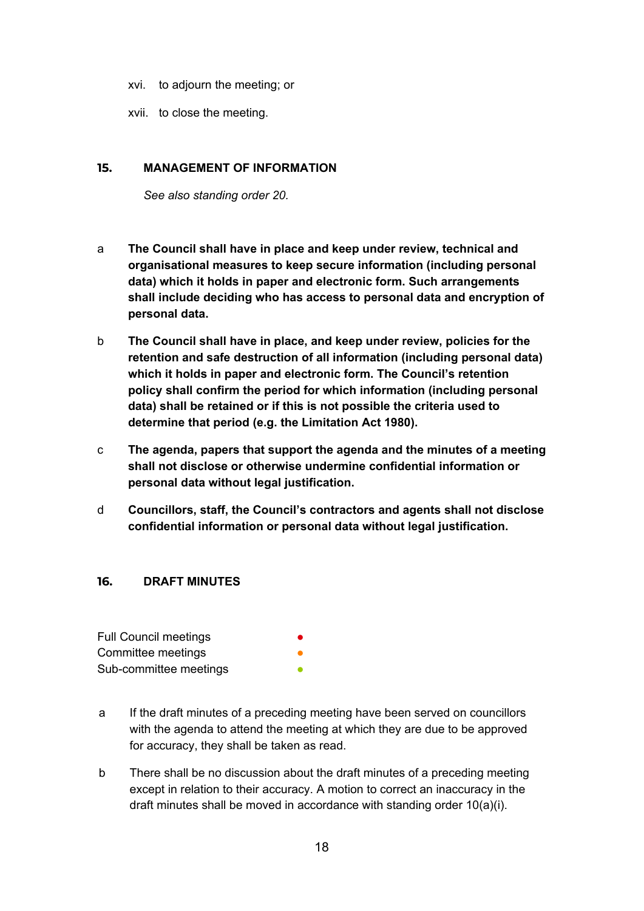xvi. to adjourn the meeting; or

xvii. to close the meeting.

## 15. MANAGEMENT OF INFORMATION

*See also standing order 20.*

a **The Council shall have in place and keep under review, technical and organisational measures to keep secure information (including personal data) which it holds in paper and electronic form. Such arrangements shall include deciding who has access to personal data and encryption of personal data.**

b **The Council shall have in place, and keep under review, policies for the retention and safe destruction of all information (including personal data) which it holds in paper and electronic form. The Council's retention policy shall confirm the period for which information (including personal data) shall be retained or if this is not possible the criteria used to determine that period (e.g. the Limitation Act 1980).**

c **The agenda, papers that support the agenda and the minutes of a meeting shall not disclose or otherwise undermine confidential information or personal data without legal justification.**

d **Councillors, staff, the Council's contractors and agents shall not disclose confidential information or personal data without legal justification.**

## 16. DRAFT MINUTES

| | |
|---|---|
| Full Council meetings | ● |
| Committee meetings | ● |
| Sub-committee meetings | ● |

a If the draft minutes of a preceding meeting have been served on councillors with the agenda to attend the meeting at which they are due to be approved for accuracy, they shall be taken as read.

b There shall be no discussion about the draft minutes of a preceding meeting except in relation to their accuracy. A motion to correct an inaccuracy in the draft minutes shall be moved in accordance with standing order 10(a)(i).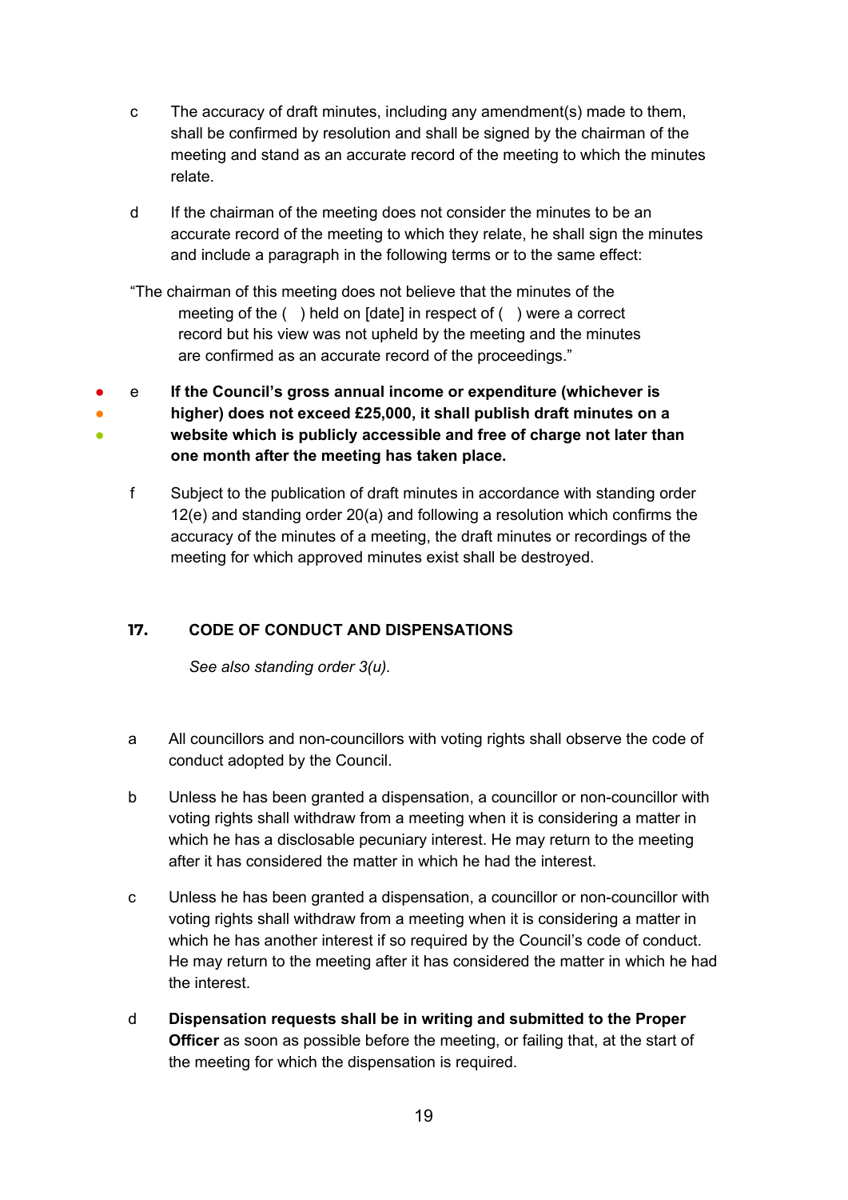c The accuracy of draft minutes, including any amendment(s) made to them, shall be confirmed by resolution and shall be signed by the chairman of the meeting and stand as an accurate record of the meeting to which the minutes relate.

d If the chairman of the meeting does not consider the minutes to be an accurate record of the meeting to which they relate, he shall sign the minutes and include a paragraph in the following terms or to the same effect:

"The chairman of this meeting does not believe that the minutes of the meeting of the ( ) held on [date] in respect of ( ) were a correct record but his view was not upheld by the meeting and the minutes are confirmed as an accurate record of the proceedings."

● ● ● e **If the Council's gross annual income or expenditure (whichever is higher) does not exceed £25,000, it shall publish draft minutes on a website which is publicly accessible and free of charge not later than one month after the meeting has taken place.**

f Subject to the publication of draft minutes in accordance with standing order 12(e) and standing order 20(a) and following a resolution which confirms the accuracy of the minutes of a meeting, the draft minutes or recordings of the meeting for which approved minutes exist shall be destroyed.

## 17. CODE OF CONDUCT AND DISPENSATIONS

*See also standing order 3(u).*

a All councillors and non-councillors with voting rights shall observe the code of conduct adopted by the Council.

b Unless he has been granted a dispensation, a councillor or non-councillor with voting rights shall withdraw from a meeting when it is considering a matter in which he has a disclosable pecuniary interest. He may return to the meeting after it has considered the matter in which he had the interest.

c Unless he has been granted a dispensation, a councillor or non-councillor with voting rights shall withdraw from a meeting when it is considering a matter in which he has another interest if so required by the Council's code of conduct. He may return to the meeting after it has considered the matter in which he had the interest.

d **Dispensation requests shall be in writing and submitted to the Proper Officer** as soon as possible before the meeting, or failing that, at the start of the meeting for which the dispensation is required.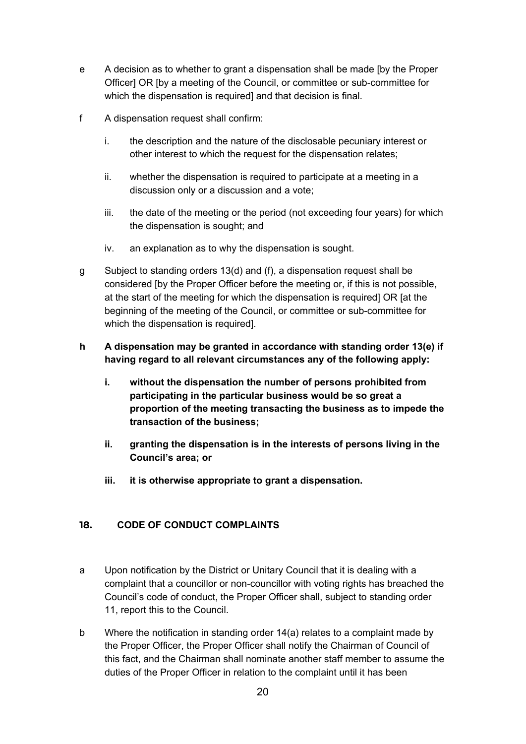e A decision as to whether to grant a dispensation shall be made [by the Proper Officer] OR [by a meeting of the Council, or committee or sub-committee for which the dispensation is required] and that decision is final.

f A dispensation request shall confirm:

  i. the description and the nature of the disclosable pecuniary interest or other interest to which the request for the dispensation relates;

  ii. whether the dispensation is required to participate at a meeting in a discussion only or a discussion and a vote;

  iii. the date of the meeting or the period (not exceeding four years) for which the dispensation is sought; and

  iv. an explanation as to why the dispensation is sought.

g Subject to standing orders 13(d) and (f), a dispensation request shall be considered [by the Proper Officer before the meeting or, if this is not possible, at the start of the meeting for which the dispensation is required] OR [at the beginning of the meeting of the Council, or committee or sub-committee for which the dispensation is required].

**h A dispensation may be granted in accordance with standing order 13(e) if having regard to all relevant circumstances any of the following apply:**

  **i. without the dispensation the number of persons prohibited from participating in the particular business would be so great a proportion of the meeting transacting the business as to impede the transaction of the business;**

  **ii. granting the dispensation is in the interests of persons living in the Council's area; or**

  **iii. it is otherwise appropriate to grant a dispensation.**

## 18. CODE OF CONDUCT COMPLAINTS

a Upon notification by the District or Unitary Council that it is dealing with a complaint that a councillor or non-councillor with voting rights has breached the Council's code of conduct, the Proper Officer shall, subject to standing order 11, report this to the Council.

b Where the notification in standing order 14(a) relates to a complaint made by the Proper Officer, the Proper Officer shall notify the Chairman of Council of this fact, and the Chairman shall nominate another staff member to assume the duties of the Proper Officer in relation to the complaint until it has been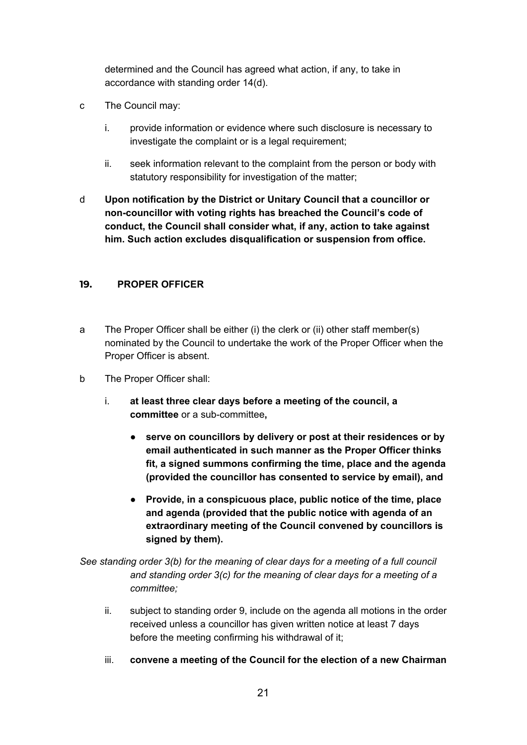determined and the Council has agreed what action, if any, to take in accordance with standing order 14(d).

c The Council may:

  i. provide information or evidence where such disclosure is necessary to investigate the complaint or is a legal requirement;

  ii. seek information relevant to the complaint from the person or body with statutory responsibility for investigation of the matter;

d **Upon notification by the District or Unitary Council that a councillor or non-councillor with voting rights has breached the Council's code of conduct, the Council shall consider what, if any, action to take against him. Such action excludes disqualification or suspension from office.**

## 19. PROPER OFFICER

a The Proper Officer shall be either (i) the clerk or (ii) other staff member(s) nominated by the Council to undertake the work of the Proper Officer when the Proper Officer is absent.

b The Proper Officer shall:

  i. **at least three clear days before a meeting of the council, a committee** or a sub-committee**,**

  - **serve on councillors by delivery or post at their residences or by email authenticated in such manner as the Proper Officer thinks fit, a signed summons confirming the time, place and the agenda (provided the councillor has consented to service by email), and**
  - **Provide, in a conspicuous place, public notice of the time, place and agenda (provided that the public notice with agenda of an extraordinary meeting of the Council convened by councillors is signed by them).**

*See standing order 3(b) for the meaning of clear days for a meeting of a full council and standing order 3(c) for the meaning of clear days for a meeting of a committee;*

  ii. subject to standing order 9, include on the agenda all motions in the order received unless a councillor has given written notice at least 7 days before the meeting confirming his withdrawal of it;

  iii. **convene a meeting of the Council for the election of a new Chairman**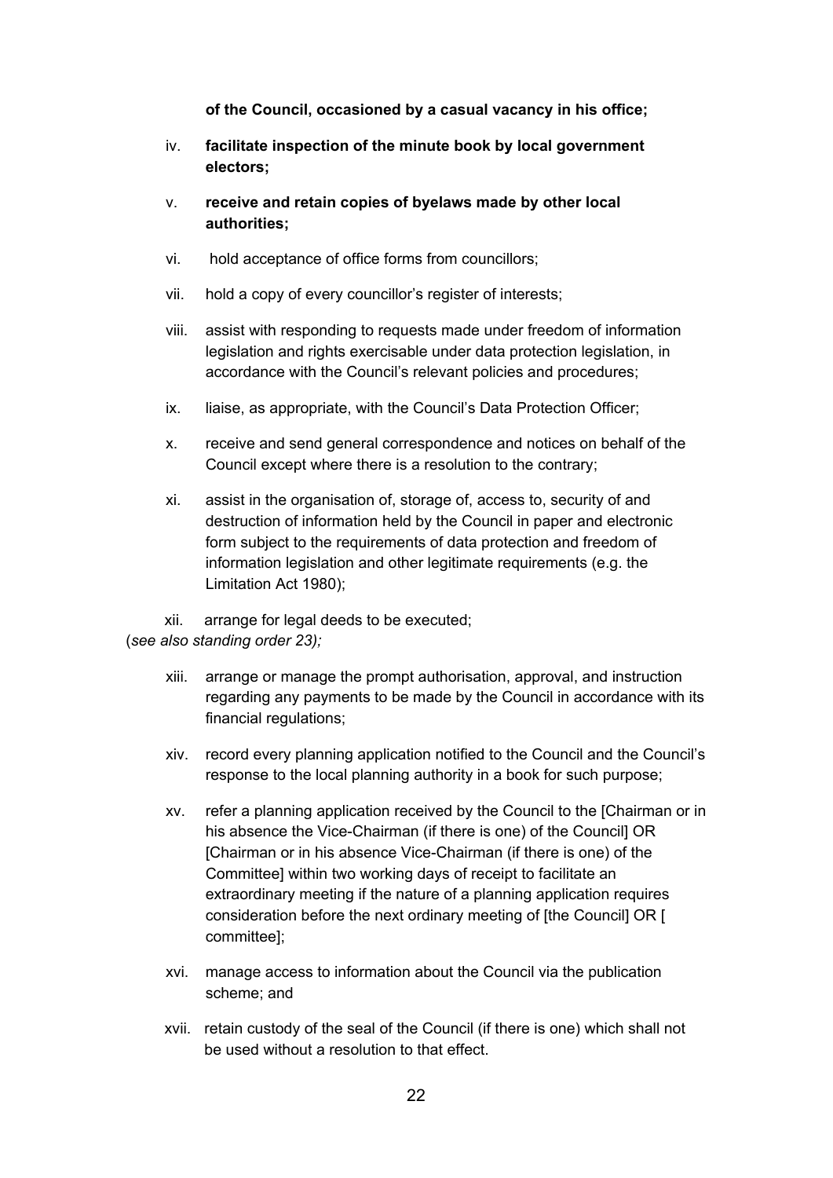**of the Council, occasioned by a casual vacancy in his office;**

iv. **facilitate inspection of the minute book by local government electors;**

v. **receive and retain copies of byelaws made by other local authorities;**

vi. hold acceptance of office forms from councillors;

vii. hold a copy of every councillor's register of interests;

viii. assist with responding to requests made under freedom of information legislation and rights exercisable under data protection legislation, in accordance with the Council's relevant policies and procedures;

ix. liaise, as appropriate, with the Council's Data Protection Officer;

x. receive and send general correspondence and notices on behalf of the Council except where there is a resolution to the contrary;

xi. assist in the organisation of, storage of, access to, security of and destruction of information held by the Council in paper and electronic form subject to the requirements of data protection and freedom of information legislation and other legitimate requirements (e.g. the Limitation Act 1980);

xii. arrange for legal deeds to be executed;

(*see also standing order 23);*

xiii. arrange or manage the prompt authorisation, approval, and instruction regarding any payments to be made by the Council in accordance with its financial regulations;

xiv. record every planning application notified to the Council and the Council's response to the local planning authority in a book for such purpose;

xv. refer a planning application received by the Council to the [Chairman or in his absence the Vice-Chairman (if there is one) of the Council] OR [Chairman or in his absence Vice-Chairman (if there is one) of the Committee] within two working days of receipt to facilitate an extraordinary meeting if the nature of a planning application requires consideration before the next ordinary meeting of [the Council] OR [ committee];

xvi. manage access to information about the Council via the publication scheme; and

xvii. retain custody of the seal of the Council (if there is one) which shall not be used without a resolution to that effect.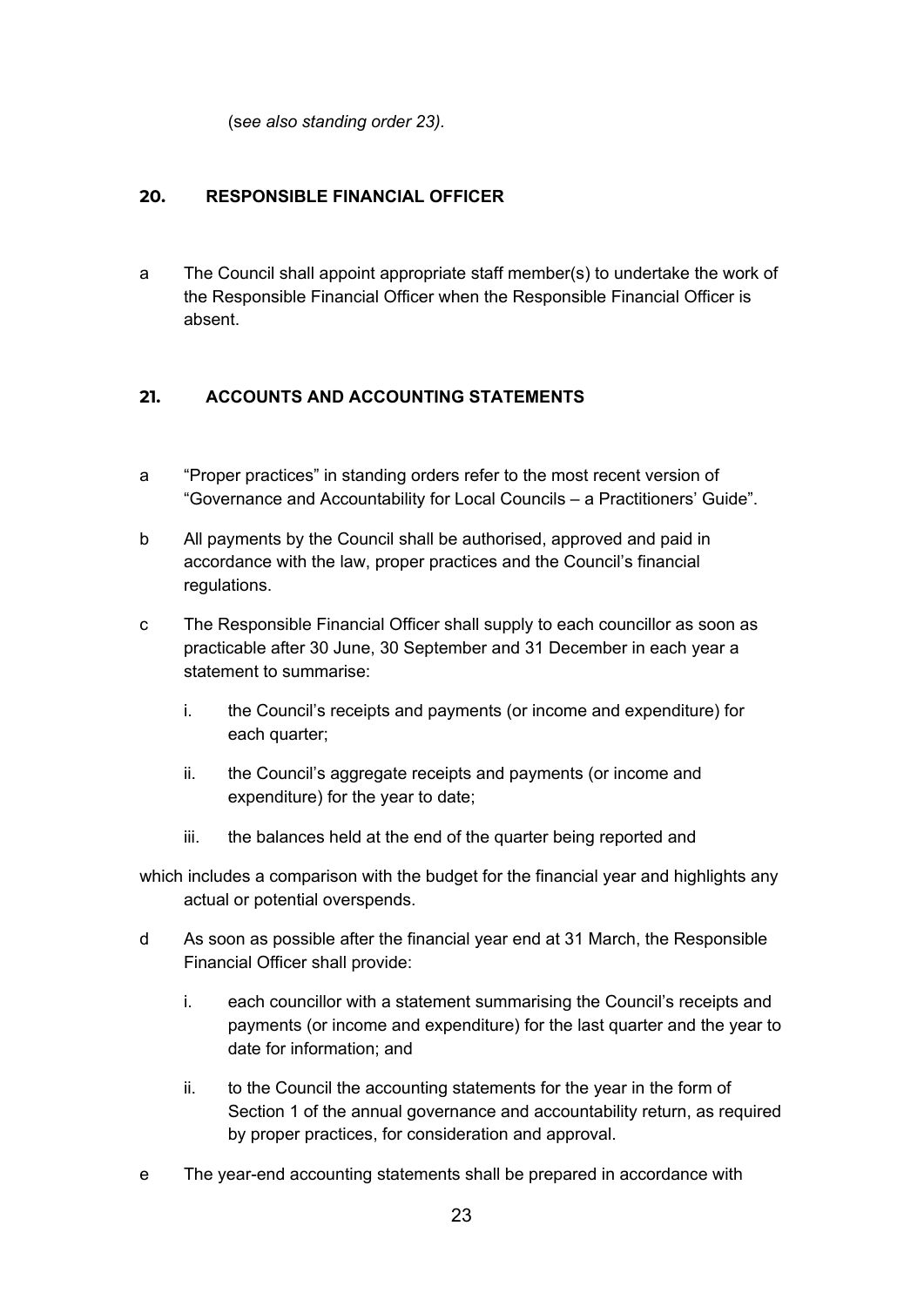(s*ee also standing order 23).*

## 20. RESPONSIBLE FINANCIAL OFFICER

a The Council shall appoint appropriate staff member(s) to undertake the work of the Responsible Financial Officer when the Responsible Financial Officer is absent.

## 21. ACCOUNTS AND ACCOUNTING STATEMENTS

a "Proper practices" in standing orders refer to the most recent version of "Governance and Accountability for Local Councils – a Practitioners' Guide".

b All payments by the Council shall be authorised, approved and paid in accordance with the law, proper practices and the Council's financial regulations.

c The Responsible Financial Officer shall supply to each councillor as soon as practicable after 30 June, 30 September and 31 December in each year a statement to summarise:

  i. the Council's receipts and payments (or income and expenditure) for each quarter;

  ii. the Council's aggregate receipts and payments (or income and expenditure) for the year to date;

  iii. the balances held at the end of the quarter being reported and

which includes a comparison with the budget for the financial year and highlights any actual or potential overspends.

d As soon as possible after the financial year end at 31 March, the Responsible Financial Officer shall provide:

  i. each councillor with a statement summarising the Council's receipts and payments (or income and expenditure) for the last quarter and the year to date for information; and

  ii. to the Council the accounting statements for the year in the form of Section 1 of the annual governance and accountability return, as required by proper practices, for consideration and approval.

e The year-end accounting statements shall be prepared in accordance with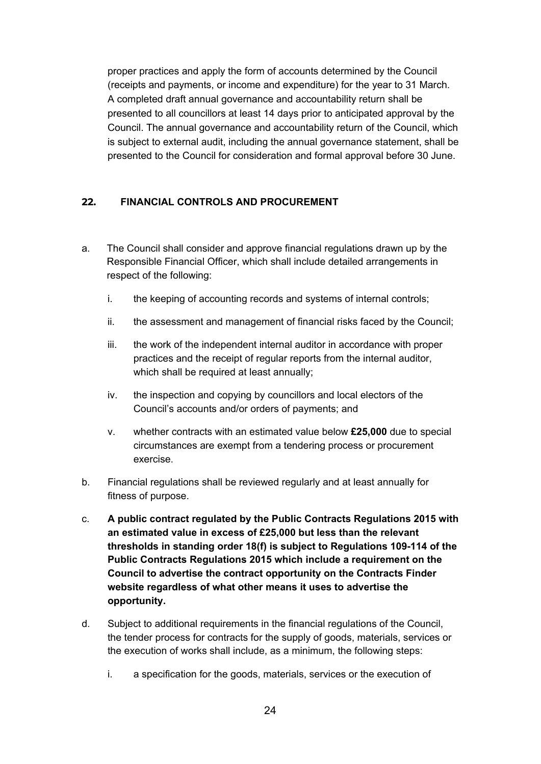proper practices and apply the form of accounts determined by the Council (receipts and payments, or income and expenditure) for the year to 31 March. A completed draft annual governance and accountability return shall be presented to all councillors at least 14 days prior to anticipated approval by the Council. The annual governance and accountability return of the Council, which is subject to external audit, including the annual governance statement, shall be presented to the Council for consideration and formal approval before 30 June.

## 22. FINANCIAL CONTROLS AND PROCUREMENT

a. The Council shall consider and approve financial regulations drawn up by the Responsible Financial Officer, which shall include detailed arrangements in respect of the following:

   i. the keeping of accounting records and systems of internal controls;

   ii. the assessment and management of financial risks faced by the Council;

   iii. the work of the independent internal auditor in accordance with proper practices and the receipt of regular reports from the internal auditor, which shall be required at least annually;

   iv. the inspection and copying by councillors and local electors of the Council's accounts and/or orders of payments; and

   v. whether contracts with an estimated value below **£25,000** due to special circumstances are exempt from a tendering process or procurement exercise.

b. Financial regulations shall be reviewed regularly and at least annually for fitness of purpose.

c. **A public contract regulated by the Public Contracts Regulations 2015 with an estimated value in excess of £25,000 but less than the relevant thresholds in standing order 18(f) is subject to Regulations 109-114 of the Public Contracts Regulations 2015 which include a requirement on the Council to advertise the contract opportunity on the Contracts Finder website regardless of what other means it uses to advertise the opportunity.**

d. Subject to additional requirements in the financial regulations of the Council, the tender process for contracts for the supply of goods, materials, services or the execution of works shall include, as a minimum, the following steps:

   i. a specification for the goods, materials, services or the execution of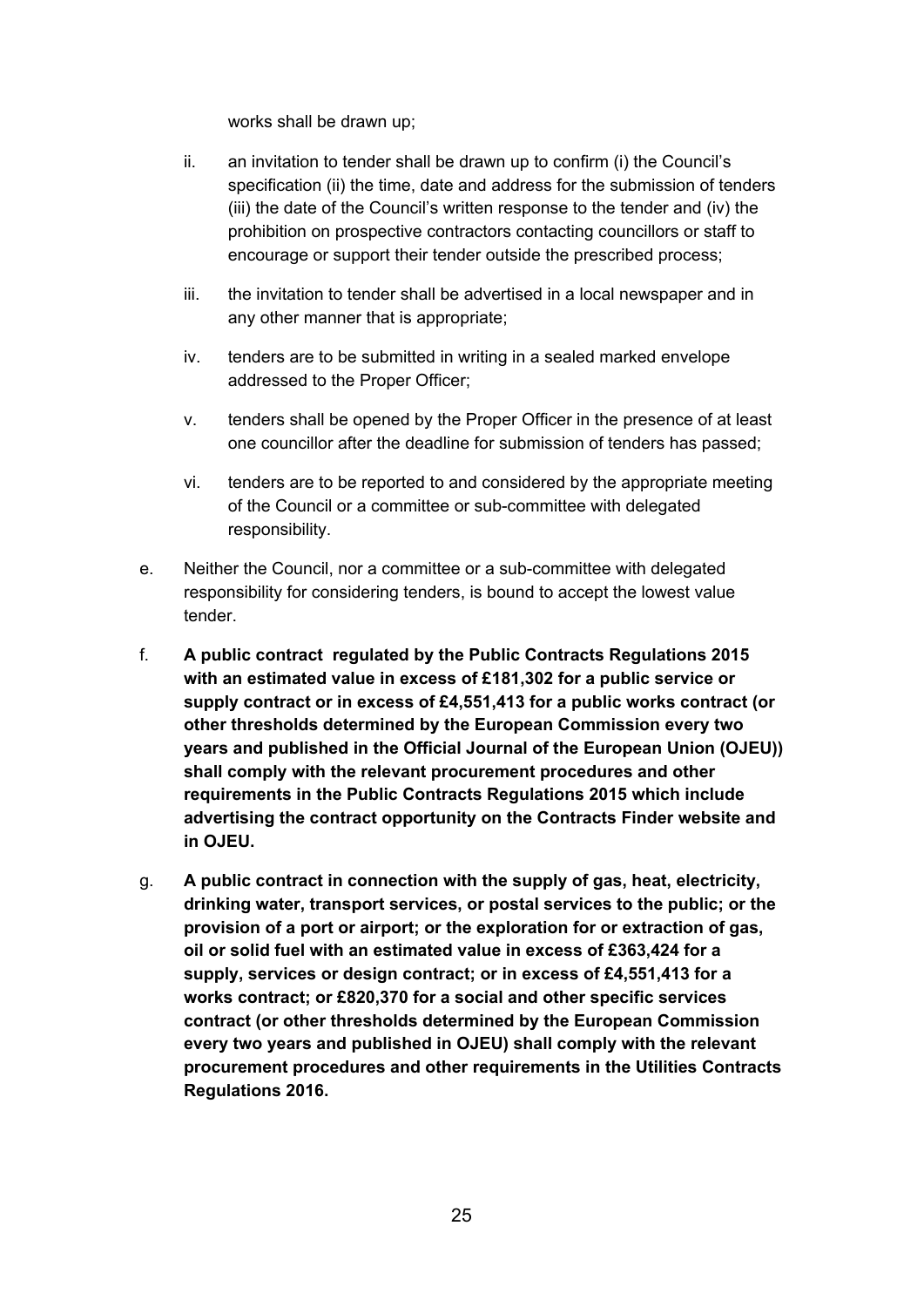works shall be drawn up;

ii. an invitation to tender shall be drawn up to confirm (i) the Council's specification (ii) the time, date and address for the submission of tenders (iii) the date of the Council's written response to the tender and (iv) the prohibition on prospective contractors contacting councillors or staff to encourage or support their tender outside the prescribed process;

iii. the invitation to tender shall be advertised in a local newspaper and in any other manner that is appropriate;

iv. tenders are to be submitted in writing in a sealed marked envelope addressed to the Proper Officer;

v. tenders shall be opened by the Proper Officer in the presence of at least one councillor after the deadline for submission of tenders has passed;

vi. tenders are to be reported to and considered by the appropriate meeting of the Council or a committee or sub-committee with delegated responsibility.

e. Neither the Council, nor a committee or a sub-committee with delegated responsibility for considering tenders, is bound to accept the lowest value tender.

f. **A public contract regulated by the Public Contracts Regulations 2015 with an estimated value in excess of £181,302 for a public service or supply contract or in excess of £4,551,413 for a public works contract (or other thresholds determined by the European Commission every two years and published in the Official Journal of the European Union (OJEU)) shall comply with the relevant procurement procedures and other requirements in the Public Contracts Regulations 2015 which include advertising the contract opportunity on the Contracts Finder website and in OJEU.**

g. **A public contract in connection with the supply of gas, heat, electricity, drinking water, transport services, or postal services to the public; or the provision of a port or airport; or the exploration for or extraction of gas, oil or solid fuel with an estimated value in excess of £363,424 for a supply, services or design contract; or in excess of £4,551,413 for a works contract; or £820,370 for a social and other specific services contract (or other thresholds determined by the European Commission every two years and published in OJEU) shall comply with the relevant procurement procedures and other requirements in the Utilities Contracts Regulations 2016.**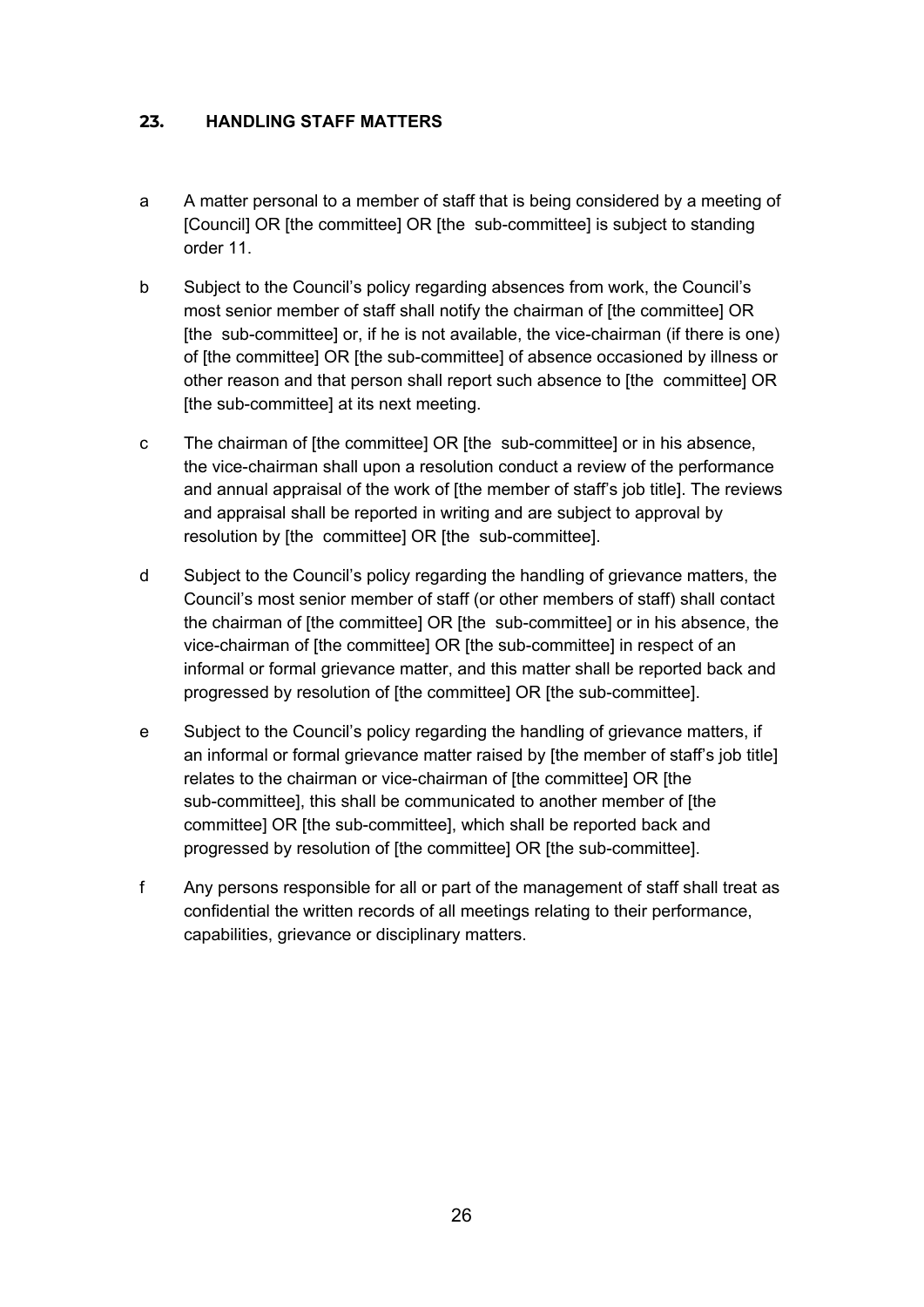## 23. HANDLING STAFF MATTERS

a A matter personal to a member of staff that is being considered by a meeting of [Council] OR [the committee] OR [the sub-committee] is subject to standing order 11.

b Subject to the Council's policy regarding absences from work, the Council's most senior member of staff shall notify the chairman of [the committee] OR [the sub-committee] or, if he is not available, the vice-chairman (if there is one) of [the committee] OR [the sub-committee] of absence occasioned by illness or other reason and that person shall report such absence to [the committee] OR [the sub-committee] at its next meeting.

c The chairman of [the committee] OR [the sub-committee] or in his absence, the vice-chairman shall upon a resolution conduct a review of the performance and annual appraisal of the work of [the member of staff's job title]. The reviews and appraisal shall be reported in writing and are subject to approval by resolution by [the committee] OR [the sub-committee].

d Subject to the Council's policy regarding the handling of grievance matters, the Council's most senior member of staff (or other members of staff) shall contact the chairman of [the committee] OR [the sub-committee] or in his absence, the vice-chairman of [the committee] OR [the sub-committee] in respect of an informal or formal grievance matter, and this matter shall be reported back and progressed by resolution of [the committee] OR [the sub-committee].

e Subject to the Council's policy regarding the handling of grievance matters, if an informal or formal grievance matter raised by [the member of staff's job title] relates to the chairman or vice-chairman of [the committee] OR [the sub-committee], this shall be communicated to another member of [the committee] OR [the sub-committee], which shall be reported back and progressed by resolution of [the committee] OR [the sub-committee].

f Any persons responsible for all or part of the management of staff shall treat as confidential the written records of all meetings relating to their performance, capabilities, grievance or disciplinary matters.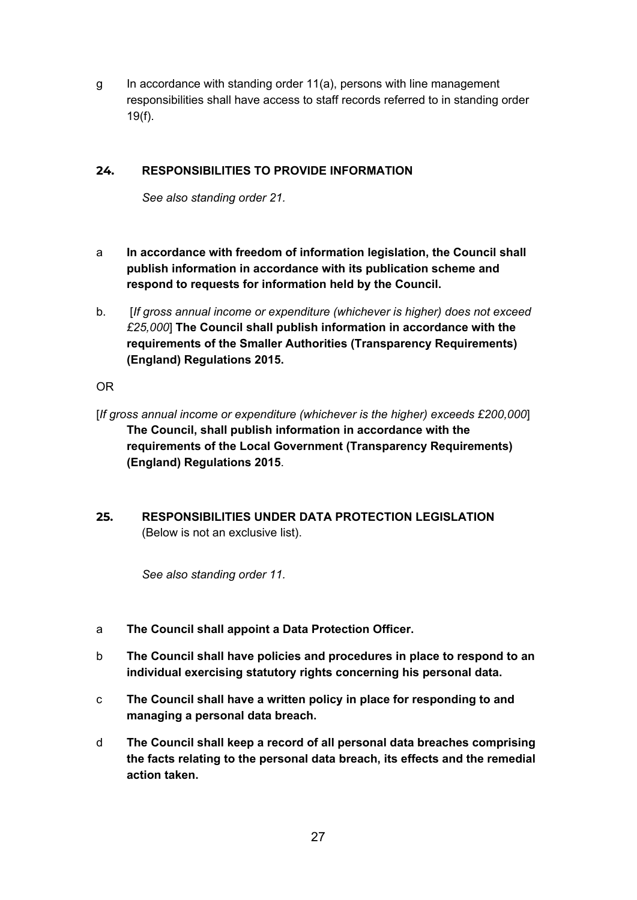g In accordance with standing order 11(a), persons with line management responsibilities shall have access to staff records referred to in standing order 19(f).

## 24. RESPONSIBILITIES TO PROVIDE INFORMATION

*See also standing order 21.*

a **In accordance with freedom of information legislation, the Council shall publish information in accordance with its publication scheme and respond to requests for information held by the Council.**

b. [*If gross annual income or expenditure (whichever is higher) does not exceed £25,000*] **The Council shall publish information in accordance with the requirements of the Smaller Authorities (Transparency Requirements) (England) Regulations 2015.**

OR

[*If gross annual income or expenditure (whichever is the higher) exceeds £200,000*] **The Council, shall publish information in accordance with the requirements of the Local Government (Transparency Requirements) (England) Regulations 2015**.

## 25. RESPONSIBILITIES UNDER DATA PROTECTION LEGISLATION

(Below is not an exclusive list).

*See also standing order 11.*

a **The Council shall appoint a Data Protection Officer.**

b **The Council shall have policies and procedures in place to respond to an individual exercising statutory rights concerning his personal data.**

c **The Council shall have a written policy in place for responding to and managing a personal data breach.**

d **The Council shall keep a record of all personal data breaches comprising the facts relating to the personal data breach, its effects and the remedial action taken.**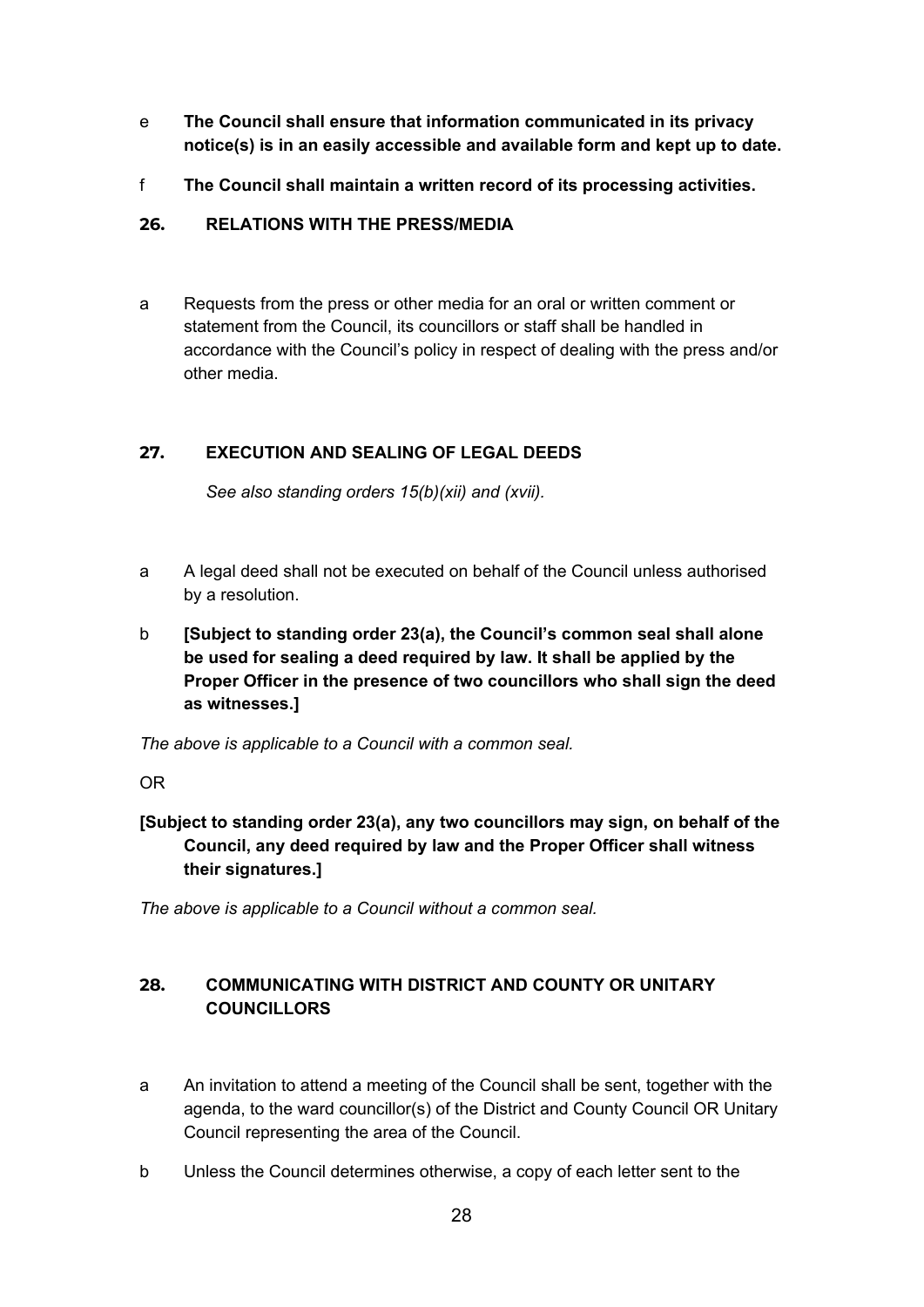e **The Council shall ensure that information communicated in its privacy notice(s) is in an easily accessible and available form and kept up to date.**

f **The Council shall maintain a written record of its processing activities.**

## 26. RELATIONS WITH THE PRESS/MEDIA

a Requests from the press or other media for an oral or written comment or statement from the Council, its councillors or staff shall be handled in accordance with the Council's policy in respect of dealing with the press and/or other media.

## 27. EXECUTION AND SEALING OF LEGAL DEEDS

*See also standing orders 15(b)(xii) and (xvii).*

a A legal deed shall not be executed on behalf of the Council unless authorised by a resolution.

b **[Subject to standing order 23(a), the Council's common seal shall alone be used for sealing a deed required by law. It shall be applied by the Proper Officer in the presence of two councillors who shall sign the deed as witnesses.]**

*The above is applicable to a Council with a common seal.*

OR

**[Subject to standing order 23(a), any two councillors may sign, on behalf of the Council, any deed required by law and the Proper Officer shall witness their signatures.]**

*The above is applicable to a Council without a common seal.*

## 28. COMMUNICATING WITH DISTRICT AND COUNTY OR UNITARY COUNCILLORS

a An invitation to attend a meeting of the Council shall be sent, together with the agenda, to the ward councillor(s) of the District and County Council OR Unitary Council representing the area of the Council.

b Unless the Council determines otherwise, a copy of each letter sent to the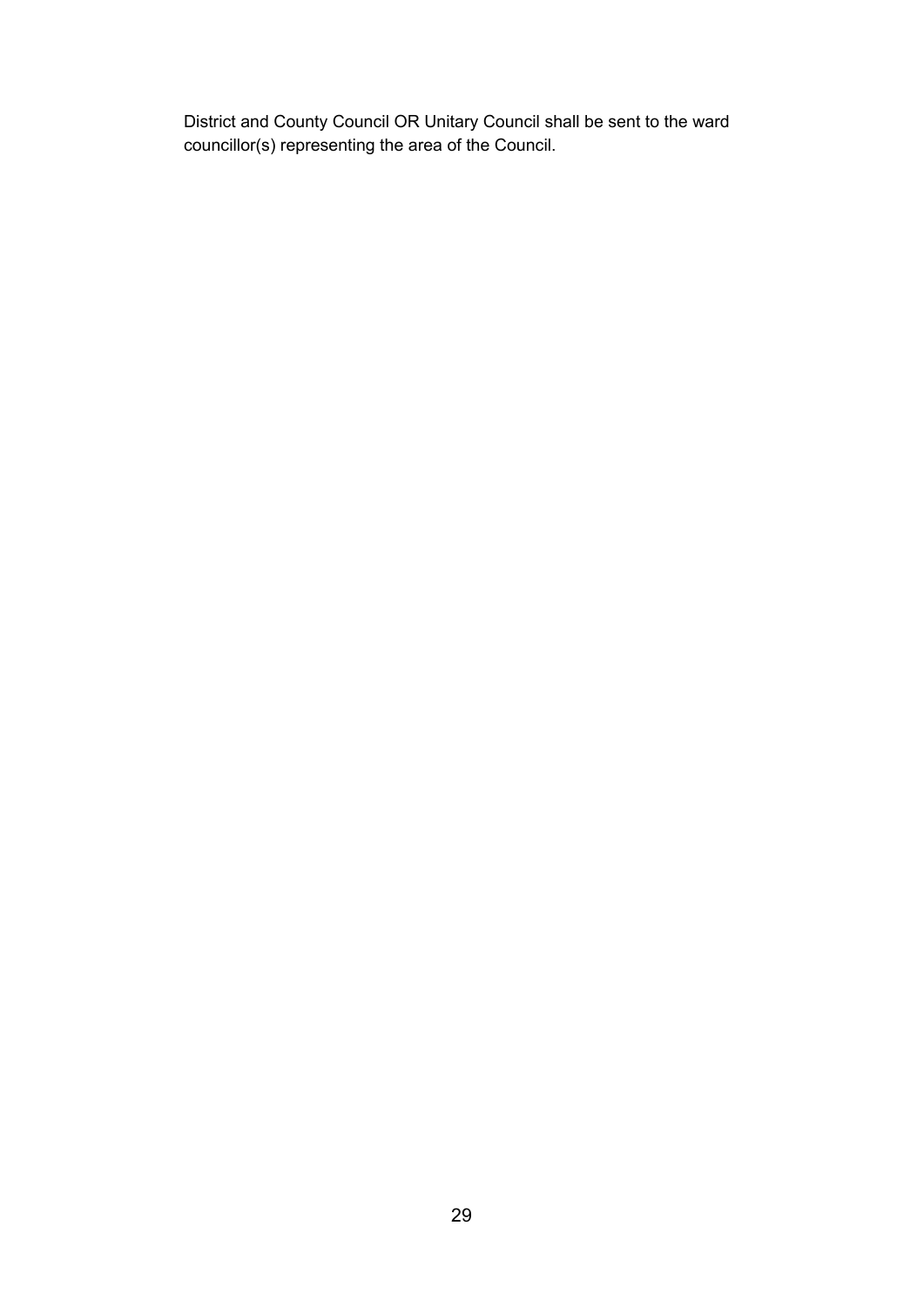District and County Council OR Unitary Council shall be sent to the ward councillor(s) representing the area of the Council.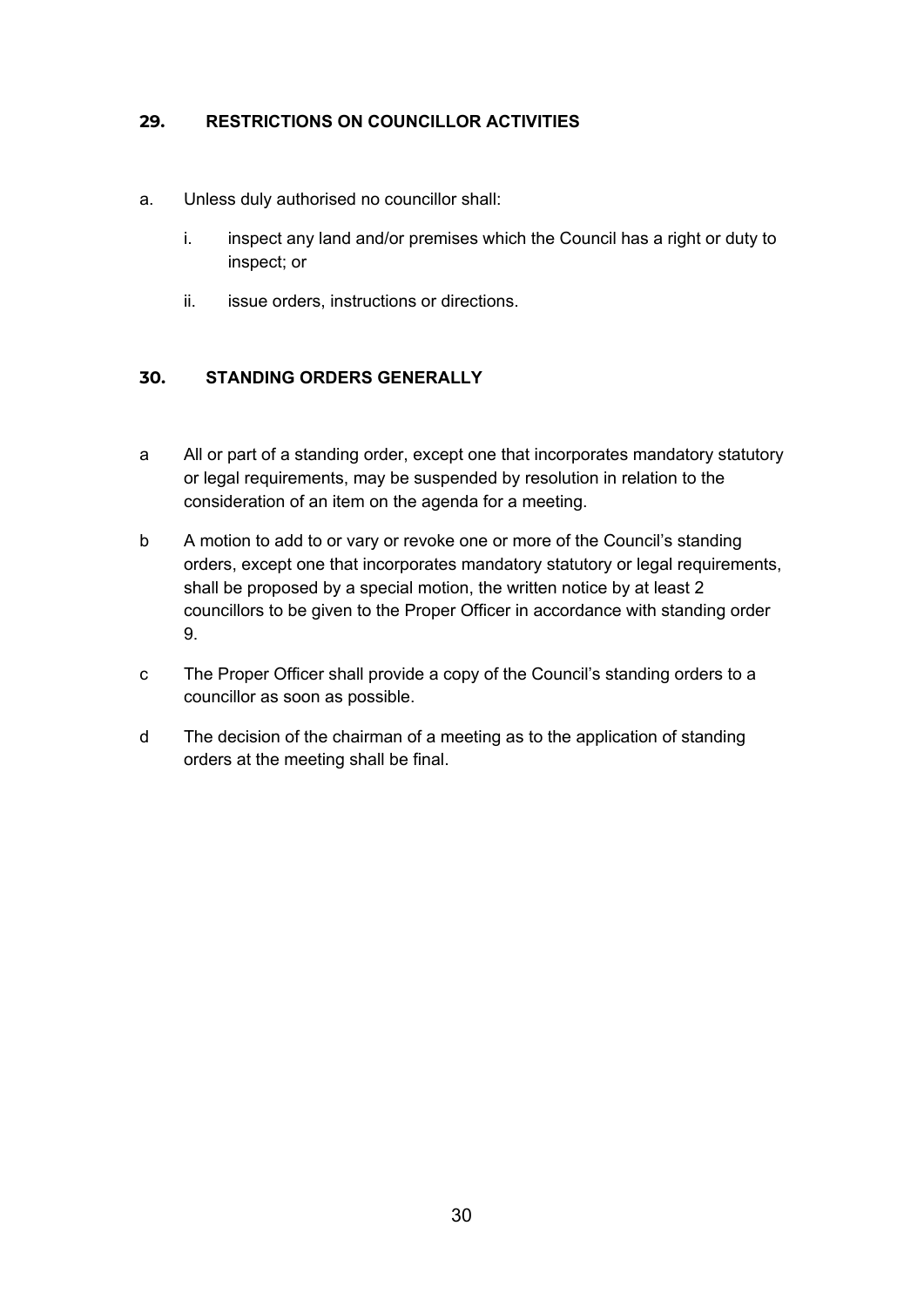## 29. RESTRICTIONS ON COUNCILLOR ACTIVITIES

a. Unless duly authorised no councillor shall:

   i. inspect any land and/or premises which the Council has a right or duty to inspect; or

   ii. issue orders, instructions or directions.

## 30. STANDING ORDERS GENERALLY

a All or part of a standing order, except one that incorporates mandatory statutory or legal requirements, may be suspended by resolution in relation to the consideration of an item on the agenda for a meeting.

b A motion to add to or vary or revoke one or more of the Council's standing orders, except one that incorporates mandatory statutory or legal requirements, shall be proposed by a special motion, the written notice by at least 2 councillors to be given to the Proper Officer in accordance with standing order 9.

c The Proper Officer shall provide a copy of the Council's standing orders to a councillor as soon as possible.

d The decision of the chairman of a meeting as to the application of standing orders at the meeting shall be final.